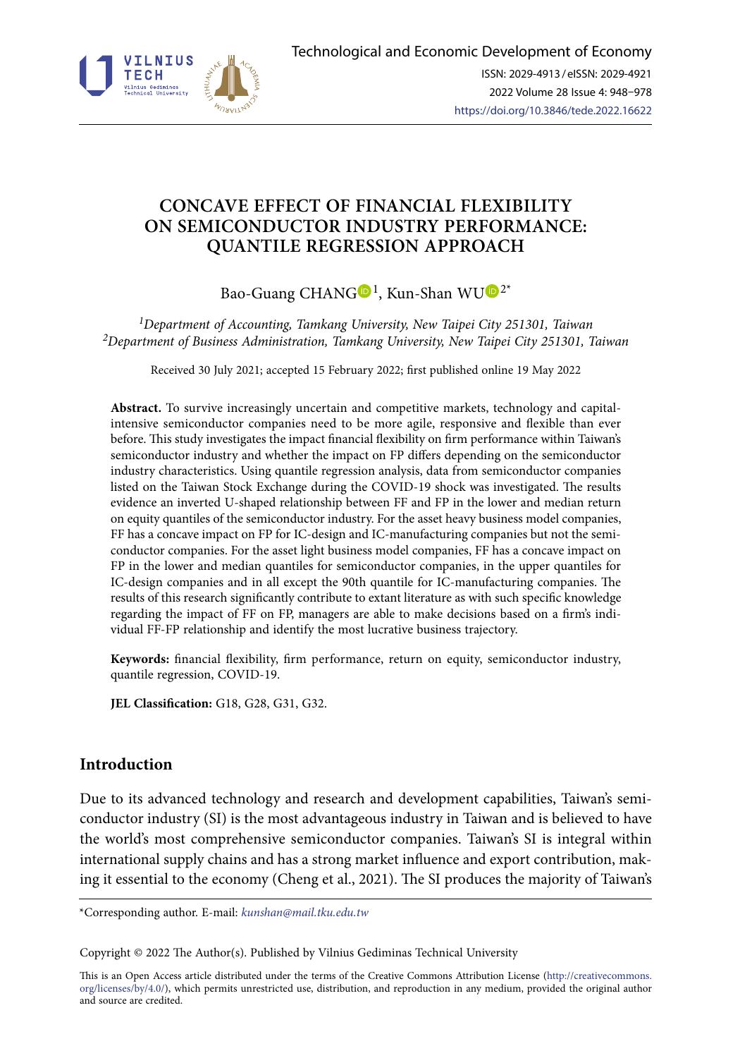# CONCAVE EFFECT OF FINANCIAL FLEXIBILITY ON SEMICONDUCTOR INDUSTRY PERFORMANCE: QUANTILE REGRESSION APPROACH

Bao-Guang CHANG [1], Kun-Shan WU [2*]

*[1]Department of Accounting, Tamkang University, New Taipei City 251301, Taiwan*
*[2]Department of Business Administration, Tamkang University, New Taipei City 251301, Taiwan*

Received 30 July 2021; accepted 15 February 2022; first published online 19 May 2022

**Abstract.** To survive increasingly uncertain and competitive markets, technology and capital-intensive semiconductor companies need to be more agile, responsive and flexible than ever before. This study investigates the impact financial flexibility on firm performance within Taiwan's semiconductor industry and whether the impact on FP differs depending on the semiconductor industry characteristics. Using quantile regression analysis, data from semiconductor companies listed on the Taiwan Stock Exchange during the COVID-19 shock was investigated. The results evidence an inverted U-shaped relationship between FF and FP in the lower and median return on equity quantiles of the semiconductor industry. For the asset heavy business model companies, FF has a concave impact on FP for IC-design and IC-manufacturing companies but not the semiconductor companies. For the asset light business model companies, FF has a concave impact on FP in the lower and median quantiles for semiconductor companies, in the upper quantiles for IC-design companies and in all except the 90th quantile for IC-manufacturing companies. The results of this research significantly contribute to extant literature as with such specific knowledge regarding the impact of FF on FP, managers are able to make decisions based on a firm's individual FF-FP relationship and identify the most lucrative business trajectory.

**Keywords:** financial flexibility, firm performance, return on equity, semiconductor industry, quantile regression, COVID-19.

**JEL Classification:** G18, G28, G31, G32.

## Introduction

Due to its advanced technology and research and development capabilities, Taiwan's semiconductor industry (SI) is the most advantageous industry in Taiwan and is believed to have the world's most comprehensive semiconductor companies. Taiwan's SI is integral within international supply chains and has a strong market influence and export contribution, making it essential to the economy (Cheng et al., 2021). The SI produces the majority of Taiwan's

*Corresponding author. E-mail: *kunshan@mail.tku.edu.tw*

Copyright © 2022 The Author(s). Published by Vilnius Gediminas Technical University

This is an Open Access article distributed under the terms of the Creative Commons Attribution License (http://creativecommons.org/licenses/by/4.0/), which permits unrestricted use, distribution, and reproduction in any medium, provided the original author and source are credited.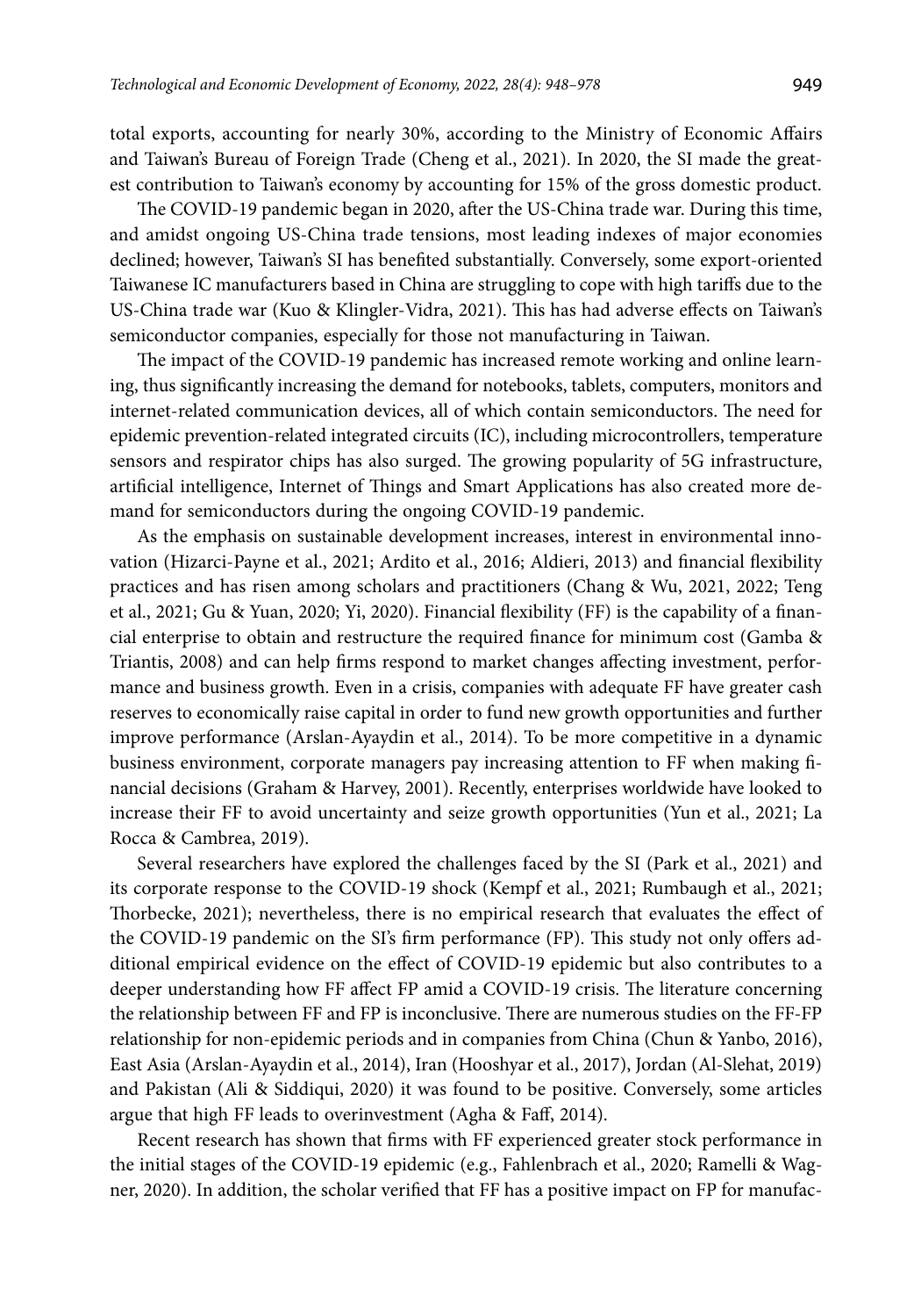total exports, accounting for nearly 30%, according to the Ministry of Economic Affairs and Taiwan's Bureau of Foreign Trade (Cheng et al., 2021). In 2020, the SI made the greatest contribution to Taiwan's economy by accounting for 15% of the gross domestic product.

The COVID-19 pandemic began in 2020, after the US-China trade war. During this time, and amidst ongoing US-China trade tensions, most leading indexes of major economies declined; however, Taiwan's SI has benefited substantially. Conversely, some export-oriented Taiwanese IC manufacturers based in China are struggling to cope with high tariffs due to the US-China trade war (Kuo & Klingler-Vidra, 2021). This has had adverse effects on Taiwan's semiconductor companies, especially for those not manufacturing in Taiwan.

The impact of the COVID-19 pandemic has increased remote working and online learning, thus significantly increasing the demand for notebooks, tablets, computers, monitors and internet-related communication devices, all of which contain semiconductors. The need for epidemic prevention-related integrated circuits (IC), including microcontrollers, temperature sensors and respirator chips has also surged. The growing popularity of 5G infrastructure, artificial intelligence, Internet of Things and Smart Applications has also created more demand for semiconductors during the ongoing COVID-19 pandemic.

As the emphasis on sustainable development increases, interest in environmental innovation (Hizarci-Payne et al., 2021; Ardito et al., 2016; Aldieri, 2013) and financial flexibility practices and has risen among scholars and practitioners (Chang & Wu, 2021, 2022; Teng et al., 2021; Gu & Yuan, 2020; Yi, 2020). Financial flexibility (FF) is the capability of a financial enterprise to obtain and restructure the required finance for minimum cost (Gamba & Triantis, 2008) and can help firms respond to market changes affecting investment, performance and business growth. Even in a crisis, companies with adequate FF have greater cash reserves to economically raise capital in order to fund new growth opportunities and further improve performance (Arslan-Ayaydin et al., 2014). To be more competitive in a dynamic business environment, corporate managers pay increasing attention to FF when making financial decisions (Graham & Harvey, 2001). Recently, enterprises worldwide have looked to increase their FF to avoid uncertainty and seize growth opportunities (Yun et al., 2021; La Rocca & Cambrea, 2019).

Several researchers have explored the challenges faced by the SI (Park et al., 2021) and its corporate response to the COVID-19 shock (Kempf et al., 2021; Rumbaugh et al., 2021; Thorbecke, 2021); nevertheless, there is no empirical research that evaluates the effect of the COVID-19 pandemic on the SI's firm performance (FP). This study not only offers additional empirical evidence on the effect of COVID-19 epidemic but also contributes to a deeper understanding how FF affect FP amid a COVID-19 crisis. The literature concerning the relationship between FF and FP is inconclusive. There are numerous studies on the FF-FP relationship for non-epidemic periods and in companies from China (Chun & Yanbo, 2016), East Asia (Arslan-Ayaydin et al., 2014), Iran (Hooshyar et al., 2017), Jordan (Al-Slehat, 2019) and Pakistan (Ali & Siddiqui, 2020) it was found to be positive. Conversely, some articles argue that high FF leads to overinvestment (Agha & Faff, 2014).

Recent research has shown that firms with FF experienced greater stock performance in the initial stages of the COVID-19 epidemic (e.g., Fahlenbrach et al., 2020; Ramelli & Wagner, 2020). In addition, the scholar verified that FF has a positive impact on FP for manufac-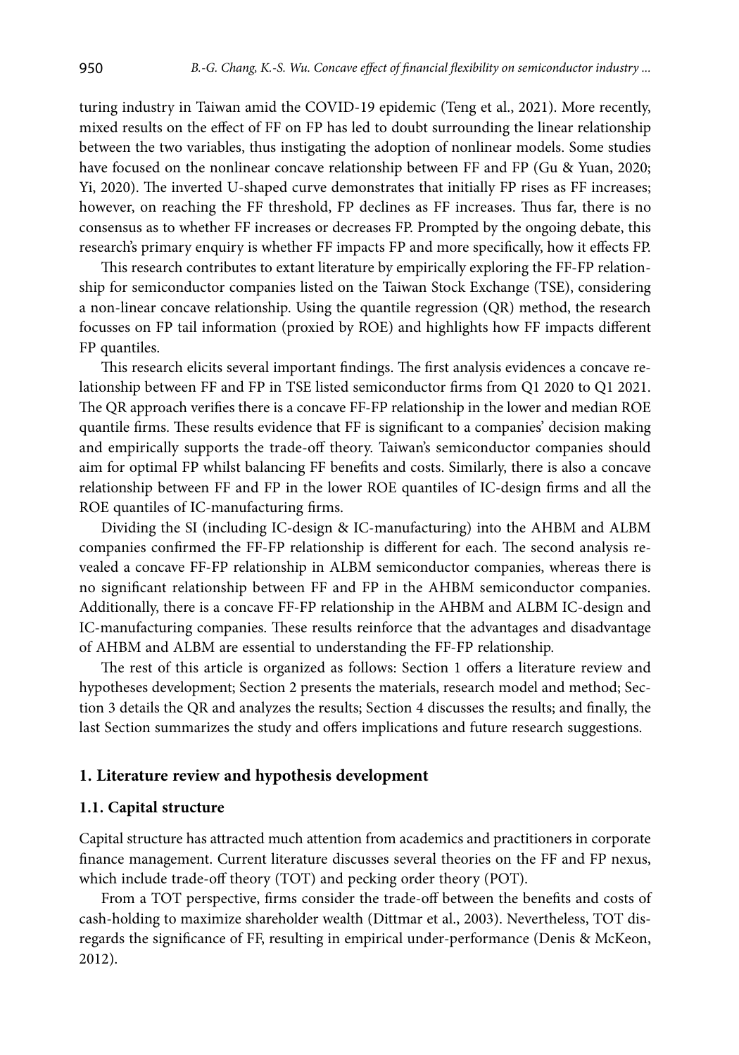turing industry in Taiwan amid the COVID-19 epidemic (Teng et al., 2021). More recently, mixed results on the effect of FF on FP has led to doubt surrounding the linear relationship between the two variables, thus instigating the adoption of nonlinear models. Some studies have focused on the nonlinear concave relationship between FF and FP (Gu & Yuan, 2020; Yi, 2020). The inverted U-shaped curve demonstrates that initially FP rises as FF increases; however, on reaching the FF threshold, FP declines as FF increases. Thus far, there is no consensus as to whether FF increases or decreases FP. Prompted by the ongoing debate, this research's primary enquiry is whether FF impacts FP and more specifically, how it effects FP.

This research contributes to extant literature by empirically exploring the FF-FP relationship for semiconductor companies listed on the Taiwan Stock Exchange (TSE), considering a non-linear concave relationship. Using the quantile regression (QR) method, the research focusses on FP tail information (proxied by ROE) and highlights how FF impacts different FP quantiles.

This research elicits several important findings. The first analysis evidences a concave relationship between FF and FP in TSE listed semiconductor firms from Q1 2020 to Q1 2021. The QR approach verifies there is a concave FF-FP relationship in the lower and median ROE quantile firms. These results evidence that FF is significant to a companies' decision making and empirically supports the trade-off theory. Taiwan's semiconductor companies should aim for optimal FP whilst balancing FF benefits and costs. Similarly, there is also a concave relationship between FF and FP in the lower ROE quantiles of IC-design firms and all the ROE quantiles of IC-manufacturing firms.

Dividing the SI (including IC-design & IC-manufacturing) into the AHBM and ALBM companies confirmed the FF-FP relationship is different for each. The second analysis revealed a concave FF-FP relationship in ALBM semiconductor companies, whereas there is no significant relationship between FF and FP in the AHBM semiconductor companies. Additionally, there is a concave FF-FP relationship in the AHBM and ALBM IC-design and IC-manufacturing companies. These results reinforce that the advantages and disadvantage of AHBM and ALBM are essential to understanding the FF-FP relationship.

The rest of this article is organized as follows: Section 1 offers a literature review and hypotheses development; Section 2 presents the materials, research model and method; Section 3 details the QR and analyzes the results; Section 4 discusses the results; and finally, the last Section summarizes the study and offers implications and future research suggestions.

## 1. Literature review and hypothesis development

### 1.1. Capital structure

Capital structure has attracted much attention from academics and practitioners in corporate finance management. Current literature discusses several theories on the FF and FP nexus, which include trade-off theory (TOT) and pecking order theory (POT).

From a TOT perspective, firms consider the trade-off between the benefits and costs of cash-holding to maximize shareholder wealth (Dittmar et al., 2003). Nevertheless, TOT disregards the significance of FF, resulting in empirical under-performance (Denis & McKeon, 2012).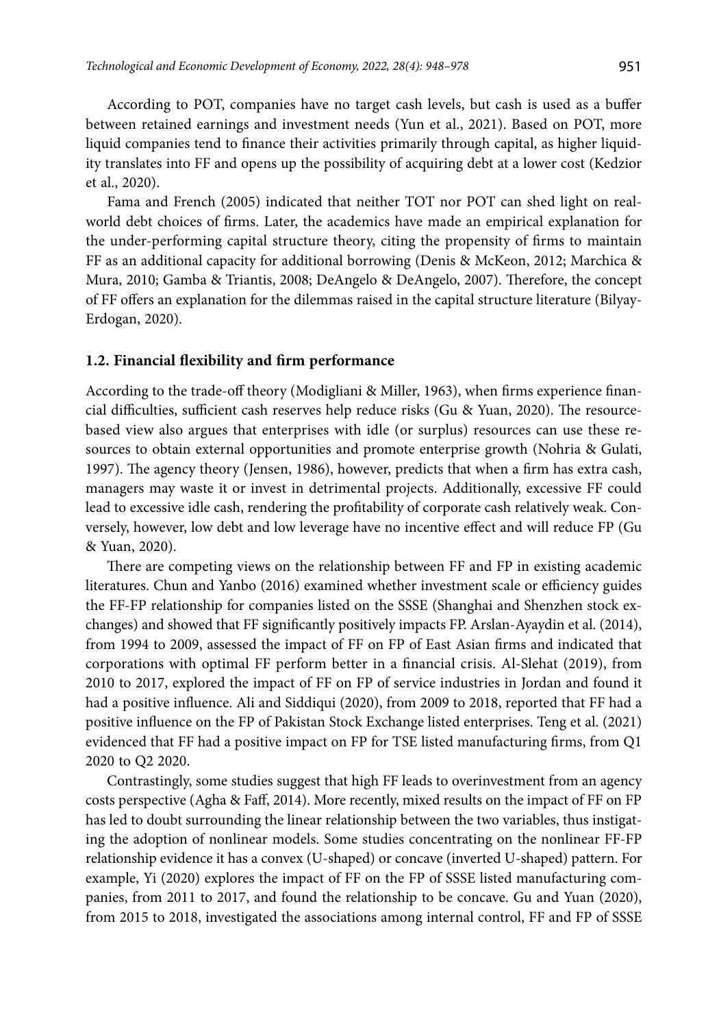According to POT, companies have no target cash levels, but cash is used as a buffer between retained earnings and investment needs (Yun et al., 2021). Based on POT, more liquid companies tend to finance their activities primarily through capital, as higher liquidity translates into FF and opens up the possibility of acquiring debt at a lower cost (Kedzior et al., 2020).

Fama and French (2005) indicated that neither TOT nor POT can shed light on real-world debt choices of firms. Later, the academics have made an empirical explanation for the under-performing capital structure theory, citing the propensity of firms to maintain FF as an additional capacity for additional borrowing (Denis & McKeon, 2012; Marchica & Mura, 2010; Gamba & Triantis, 2008; DeAngelo & DeAngelo, 2007). Therefore, the concept of FF offers an explanation for the dilemmas raised in the capital structure literature (Bilyay-Erdogan, 2020).

### 1.2. Financial flexibility and firm performance

According to the trade-off theory (Modigliani & Miller, 1963), when firms experience financial difficulties, sufficient cash reserves help reduce risks (Gu & Yuan, 2020). The resource-based view also argues that enterprises with idle (or surplus) resources can use these resources to obtain external opportunities and promote enterprise growth (Nohria & Gulati, 1997). The agency theory (Jensen, 1986), however, predicts that when a firm has extra cash, managers may waste it or invest in detrimental projects. Additionally, excessive FF could lead to excessive idle cash, rendering the profitability of corporate cash relatively weak. Conversely, however, low debt and low leverage have no incentive effect and will reduce FP (Gu & Yuan, 2020).

There are competing views on the relationship between FF and FP in existing academic literatures. Chun and Yanbo (2016) examined whether investment scale or efficiency guides the FF-FP relationship for companies listed on the SSSE (Shanghai and Shenzhen stock exchanges) and showed that FF significantly positively impacts FP. Arslan-Ayaydin et al. (2014), from 1994 to 2009, assessed the impact of FF on FP of East Asian firms and indicated that corporations with optimal FF perform better in a financial crisis. Al-Slehat (2019), from 2010 to 2017, explored the impact of FF on FP of service industries in Jordan and found it had a positive influence. Ali and Siddiqui (2020), from 2009 to 2018, reported that FF had a positive influence on the FP of Pakistan Stock Exchange listed enterprises. Teng et al. (2021) evidenced that FF had a positive impact on FP for TSE listed manufacturing firms, from Q1 2020 to Q2 2020.

Contrastingly, some studies suggest that high FF leads to overinvestment from an agency costs perspective (Agha & Faff, 2014). More recently, mixed results on the impact of FF on FP has led to doubt surrounding the linear relationship between the two variables, thus instigating the adoption of nonlinear models. Some studies concentrating on the nonlinear FF-FP relationship evidence it has a convex (U-shaped) or concave (inverted U-shaped) pattern. For example, Yi (2020) explores the impact of FF on the FP of SSSE listed manufacturing companies, from 2011 to 2017, and found the relationship to be concave. Gu and Yuan (2020), from 2015 to 2018, investigated the associations among internal control, FF and FP of SSSE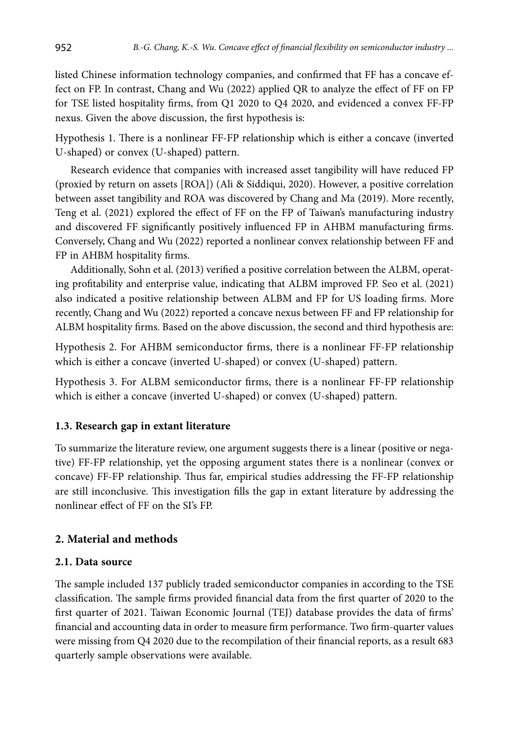listed Chinese information technology companies, and confirmed that FF has a concave effect on FP. In contrast, Chang and Wu (2022) applied QR to analyze the effect of FF on FP for TSE listed hospitality firms, from Q1 2020 to Q4 2020, and evidenced a convex FF-FP nexus. Given the above discussion, the first hypothesis is:

Hypothesis 1. There is a nonlinear FF-FP relationship which is either a concave (inverted U-shaped) or convex (U-shaped) pattern.

Research evidence that companies with increased asset tangibility will have reduced FP (proxied by return on assets [ROA]) (Ali & Siddiqui, 2020). However, a positive correlation between asset tangibility and ROA was discovered by Chang and Ma (2019). More recently, Teng et al. (2021) explored the effect of FF on the FP of Taiwan's manufacturing industry and discovered FF significantly positively influenced FP in AHBM manufacturing firms. Conversely, Chang and Wu (2022) reported a nonlinear convex relationship between FF and FP in AHBM hospitality firms.

Additionally, Sohn et al. (2013) verified a positive correlation between the ALBM, operating profitability and enterprise value, indicating that ALBM improved FP. Seo et al. (2021) also indicated a positive relationship between ALBM and FP for US loading firms. More recently, Chang and Wu (2022) reported a concave nexus between FF and FP relationship for ALBM hospitality firms. Based on the above discussion, the second and third hypothesis are:

Hypothesis 2. For AHBM semiconductor firms, there is a nonlinear FF-FP relationship which is either a concave (inverted U-shaped) or convex (U-shaped) pattern.

Hypothesis 3. For ALBM semiconductor firms, there is a nonlinear FF-FP relationship which is either a concave (inverted U-shaped) or convex (U-shaped) pattern.

### 1.3. Research gap in extant literature

To summarize the literature review, one argument suggests there is a linear (positive or negative) FF-FP relationship, yet the opposing argument states there is a nonlinear (convex or concave) FF-FP relationship. Thus far, empirical studies addressing the FF-FP relationship are still inconclusive. This investigation fills the gap in extant literature by addressing the nonlinear effect of FF on the SI's FP.

## 2. Material and methods

### 2.1. Data source

The sample included 137 publicly traded semiconductor companies in according to the TSE classification. The sample firms provided financial data from the first quarter of 2020 to the first quarter of 2021. Taiwan Economic Journal (TEJ) database provides the data of firms' financial and accounting data in order to measure firm performance. Two firm-quarter values were missing from Q4 2020 due to the recompilation of their financial reports, as a result 683 quarterly sample observations were available.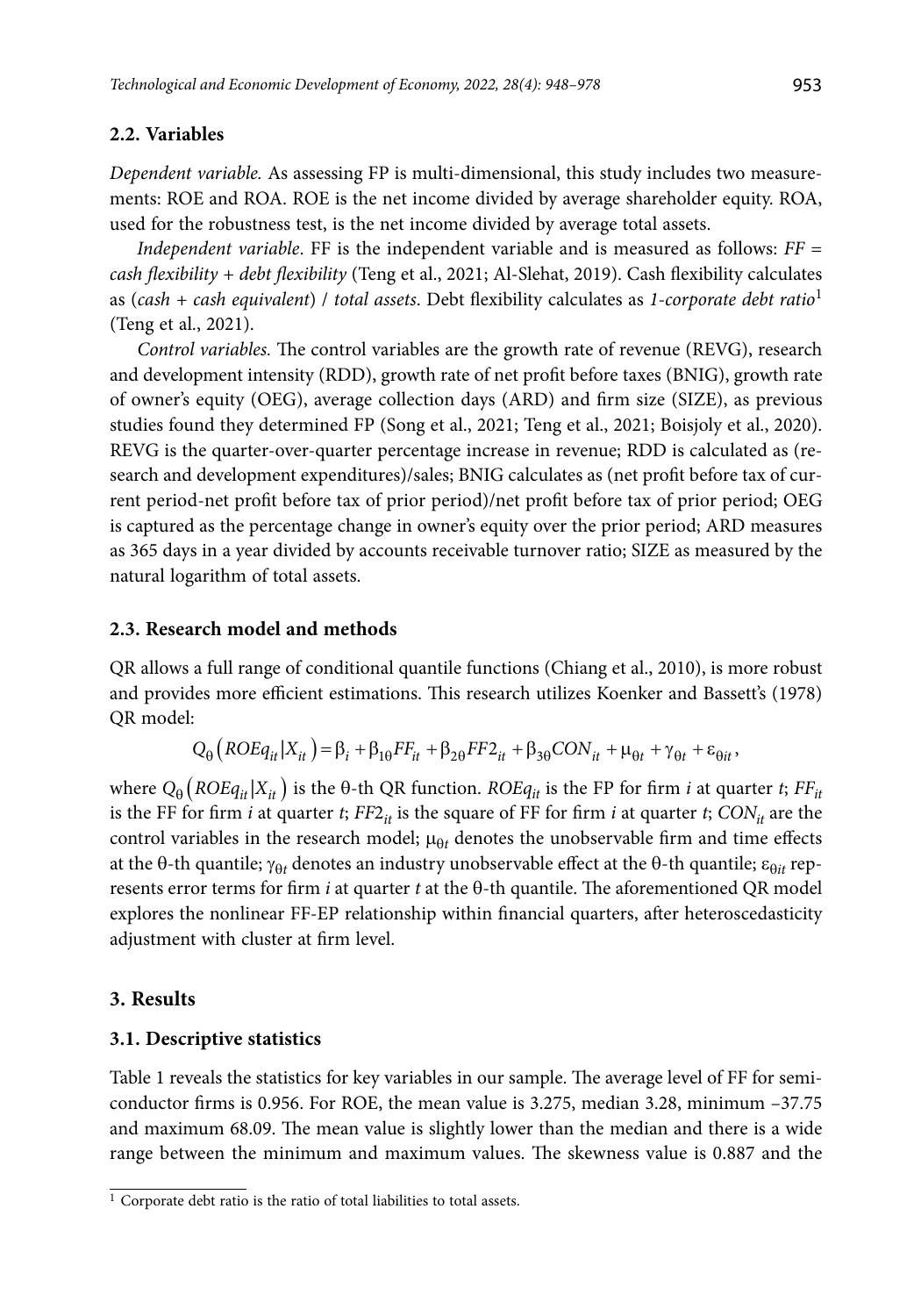### 2.2. Variables

*Dependent variable.* As assessing FP is multi-dimensional, this study includes two measurements: ROE and ROA. ROE is the net income divided by average shareholder equity. ROA, used for the robustness test, is the net income divided by average total assets.

*Independent variable*. FF is the independent variable and is measured as follows: *FF = cash flexibility + debt flexibility* (Teng et al., 2021; Al-Slehat, 2019). Cash flexibility calculates as (*cash + cash equivalent*) / *total assets*. Debt flexibility calculates as *1-corporate debt ratio*[1] (Teng et al., 2021).

*Control variables.* The control variables are the growth rate of revenue (REVG), research and development intensity (RDD), growth rate of net profit before taxes (BNIG), growth rate of owner's equity (OEG), average collection days (ARD) and firm size (SIZE), as previous studies found they determined FP (Song et al., 2021; Teng et al., 2021; Boisjoly et al., 2020). REVG is the quarter-over-quarter percentage increase in revenue; RDD is calculated as (research and development expenditures)/sales; BNIG calculates as (net profit before tax of current period-net profit before tax of prior period)/net profit before tax of prior period; OEG is captured as the percentage change in owner's equity over the prior period; ARD measures as 365 days in a year divided by accounts receivable turnover ratio; SIZE as measured by the natural logarithm of total assets.

### 2.3. Research model and methods

QR allows a full range of conditional quantile functions (Chiang et al., 2010), is more robust and provides more efficient estimations. This research utilizes Koenker and Bassett's (1978) QR model:

$$Q_\theta\left(ROEq_{it}|X_{it}\right) = \beta_i + \beta_{1\theta}FF_{it} + \beta_{2\theta}FF2_{it} + \beta_{3\theta}CON_{it} + \mu_{\theta t} + \gamma_{\theta t} + \varepsilon_{\theta it},$$

where $Q_\theta\left(ROEq_{it}|X_{it}\right)$ is the θ-th QR function. $ROEq_{it}$ is the FP for firm $i$ at quarter $t$; $FF_{it}$ is the FF for firm $i$ at quarter $t$; $FF2_{it}$ is the square of FF for firm $i$ at quarter $t$; $CON_{it}$ are the control variables in the research model; $\mu_{\theta t}$ denotes the unobservable firm and time effects at the θ-th quantile; $\gamma_{\theta t}$ denotes an industry unobservable effect at the θ-th quantile; $\varepsilon_{\theta it}$ represents error terms for firm $i$ at quarter $t$ at the θ-th quantile. The aforementioned QR model explores the nonlinear FF-EP relationship within financial quarters, after heteroscedasticity adjustment with cluster at firm level.

## 3. Results

### 3.1. Descriptive statistics

Table 1 reveals the statistics for key variables in our sample. The average level of FF for semiconductor firms is 0.956. For ROE, the mean value is 3.275, median 3.28, minimum –37.75 and maximum 68.09. The mean value is slightly lower than the median and there is a wide range between the minimum and maximum values. The skewness value is 0.887 and the

[1] Corporate debt ratio is the ratio of total liabilities to total assets.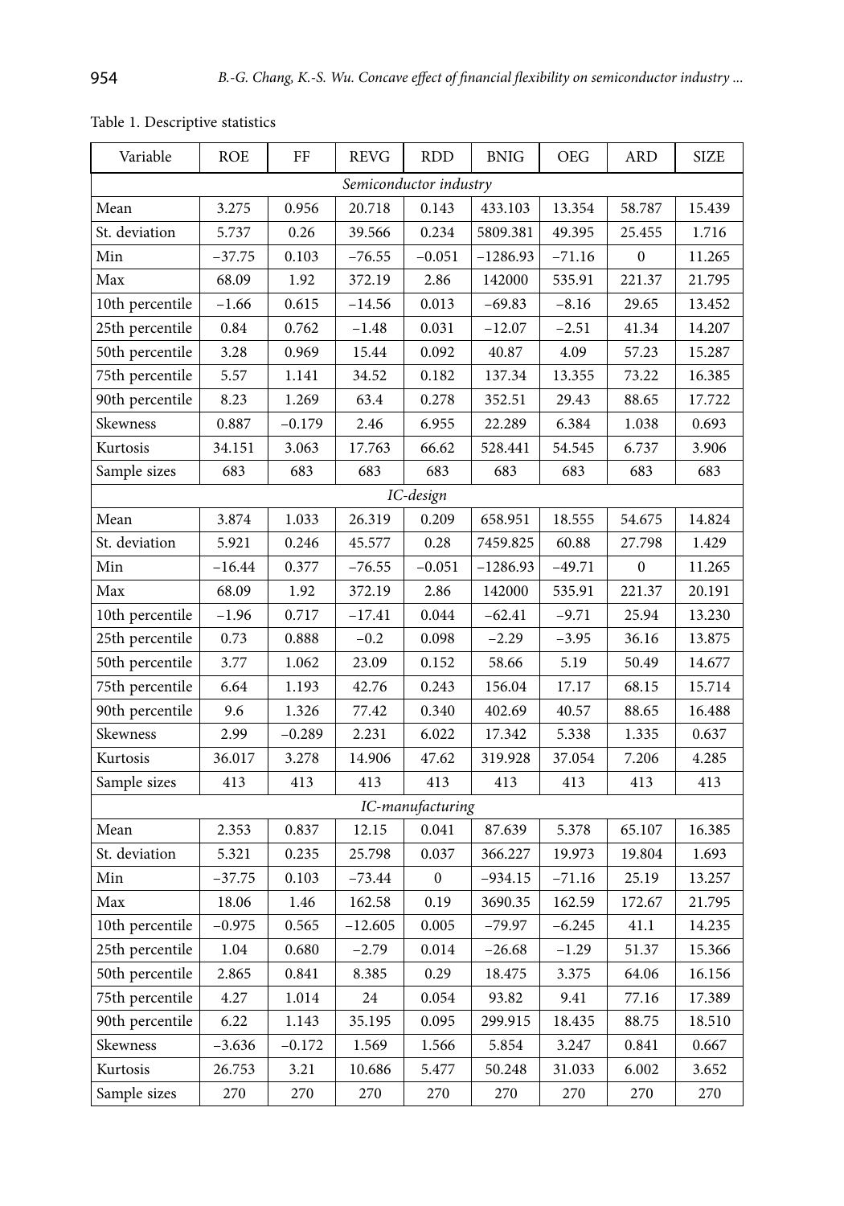Table 1. Descriptive statistics

| Variable | ROE | FF | REVG | RDD | BNIG | OEG | ARD | SIZE |
|---|---|---|---|---|---|---|---|---|
| *Semiconductor industry* | | | | | | | | |
| Mean | 3.275 | 0.956 | 20.718 | 0.143 | 433.103 | 13.354 | 58.787 | 15.439 |
| St. deviation | 5.737 | 0.26 | 39.566 | 0.234 | 5809.381 | 49.395 | 25.455 | 1.716 |
| Min | −37.75 | 0.103 | −76.55 | −0.051 | −1286.93 | −71.16 | 0 | 11.265 |
| Max | 68.09 | 1.92 | 372.19 | 2.86 | 142000 | 535.91 | 221.37 | 21.795 |
| 10th percentile | −1.66 | 0.615 | −14.56 | 0.013 | −69.83 | −8.16 | 29.65 | 13.452 |
| 25th percentile | 0.84 | 0.762 | −1.48 | 0.031 | −12.07 | −2.51 | 41.34 | 14.207 |
| 50th percentile | 3.28 | 0.969 | 15.44 | 0.092 | 40.87 | 4.09 | 57.23 | 15.287 |
| 75th percentile | 5.57 | 1.141 | 34.52 | 0.182 | 137.34 | 13.355 | 73.22 | 16.385 |
| 90th percentile | 8.23 | 1.269 | 63.4 | 0.278 | 352.51 | 29.43 | 88.65 | 17.722 |
| Skewness | 0.887 | −0.179 | 2.46 | 6.955 | 22.289 | 6.384 | 1.038 | 0.693 |
| Kurtosis | 34.151 | 3.063 | 17.763 | 66.62 | 528.441 | 54.545 | 6.737 | 3.906 |
| Sample sizes | 683 | 683 | 683 | 683 | 683 | 683 | 683 | 683 |
| *IC-design* | | | | | | | | |
| Mean | 3.874 | 1.033 | 26.319 | 0.209 | 658.951 | 18.555 | 54.675 | 14.824 |
| St. deviation | 5.921 | 0.246 | 45.577 | 0.28 | 7459.825 | 60.88 | 27.798 | 1.429 |
| Min | −16.44 | 0.377 | −76.55 | −0.051 | −1286.93 | −49.71 | 0 | 11.265 |
| Max | 68.09 | 1.92 | 372.19 | 2.86 | 142000 | 535.91 | 221.37 | 20.191 |
| 10th percentile | −1.96 | 0.717 | −17.41 | 0.044 | −62.41 | −9.71 | 25.94 | 13.230 |
| 25th percentile | 0.73 | 0.888 | −0.2 | 0.098 | −2.29 | −3.95 | 36.16 | 13.875 |
| 50th percentile | 3.77 | 1.062 | 23.09 | 0.152 | 58.66 | 5.19 | 50.49 | 14.677 |
| 75th percentile | 6.64 | 1.193 | 42.76 | 0.243 | 156.04 | 17.17 | 68.15 | 15.714 |
| 90th percentile | 9.6 | 1.326 | 77.42 | 0.340 | 402.69 | 40.57 | 88.65 | 16.488 |
| Skewness | 2.99 | −0.289 | 2.231 | 6.022 | 17.342 | 5.338 | 1.335 | 0.637 |
| Kurtosis | 36.017 | 3.278 | 14.906 | 47.62 | 319.928 | 37.054 | 7.206 | 4.285 |
| Sample sizes | 413 | 413 | 413 | 413 | 413 | 413 | 413 | 413 |
| *IC-manufacturing* | | | | | | | | |
| Mean | 2.353 | 0.837 | 12.15 | 0.041 | 87.639 | 5.378 | 65.107 | 16.385 |
| St. deviation | 5.321 | 0.235 | 25.798 | 0.037 | 366.227 | 19.973 | 19.804 | 1.693 |
| Min | −37.75 | 0.103 | −73.44 | 0 | −934.15 | −71.16 | 25.19 | 13.257 |
| Max | 18.06 | 1.46 | 162.58 | 0.19 | 3690.35 | 162.59 | 172.67 | 21.795 |
| 10th percentile | −0.975 | 0.565 | −12.605 | 0.005 | −79.97 | −6.245 | 41.1 | 14.235 |
| 25th percentile | 1.04 | 0.680 | −2.79 | 0.014 | −26.68 | −1.29 | 51.37 | 15.366 |
| 50th percentile | 2.865 | 0.841 | 8.385 | 0.29 | 18.475 | 3.375 | 64.06 | 16.156 |
| 75th percentile | 4.27 | 1.014 | 24 | 0.054 | 93.82 | 9.41 | 77.16 | 17.389 |
| 90th percentile | 6.22 | 1.143 | 35.195 | 0.095 | 299.915 | 18.435 | 88.75 | 18.510 |
| Skewness | −3.636 | −0.172 | 1.569 | 1.566 | 5.854 | 3.247 | 0.841 | 0.667 |
| Kurtosis | 26.753 | 3.21 | 10.686 | 5.477 | 50.248 | 31.033 | 6.002 | 3.652 |
| Sample sizes | 270 | 270 | 270 | 270 | 270 | 270 | 270 | 270 |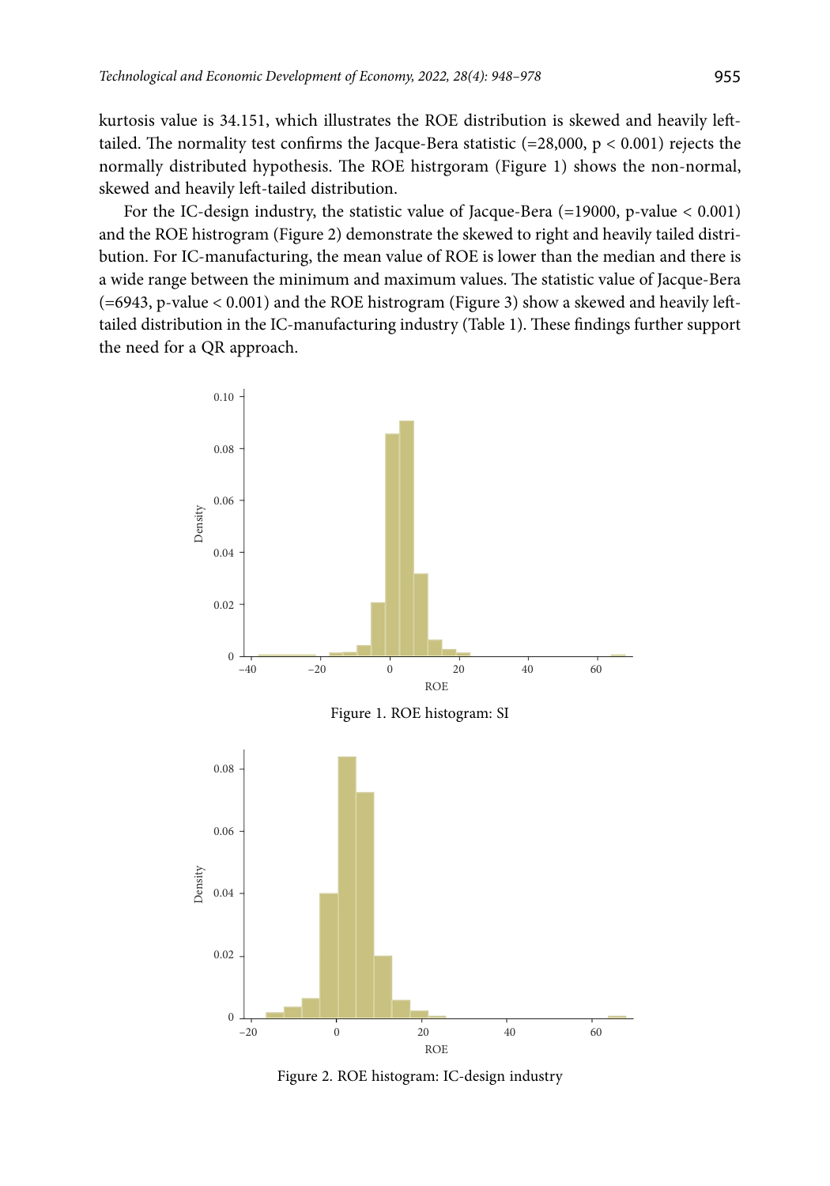kurtosis value is 34.151, which illustrates the ROE distribution is skewed and heavily left-tailed. The normality test confirms the Jacque-Bera statistic (=28,000, $p < 0.001$) rejects the normally distributed hypothesis. The ROE histrgoram (Figure 1) shows the non-normal, skewed and heavily left-tailed distribution.

For the IC-design industry, the statistic value of Jacque-Bera (=19000, p-value < 0.001) and the ROE histrogram (Figure 2) demonstrate the skewed to right and heavily tailed distribution. For IC-manufacturing, the mean value of ROE is lower than the median and there is a wide range between the minimum and maximum values. The statistic value of Jacque-Bera (=6943, p-value < 0.001) and the ROE histrogram (Figure 3) show a skewed and heavily left-tailed distribution in the IC-manufacturing industry (Table 1). These findings further support the need for a QR approach.

Figure 1. ROE histogram: SI

Figure 2. ROE histogram: IC-design industry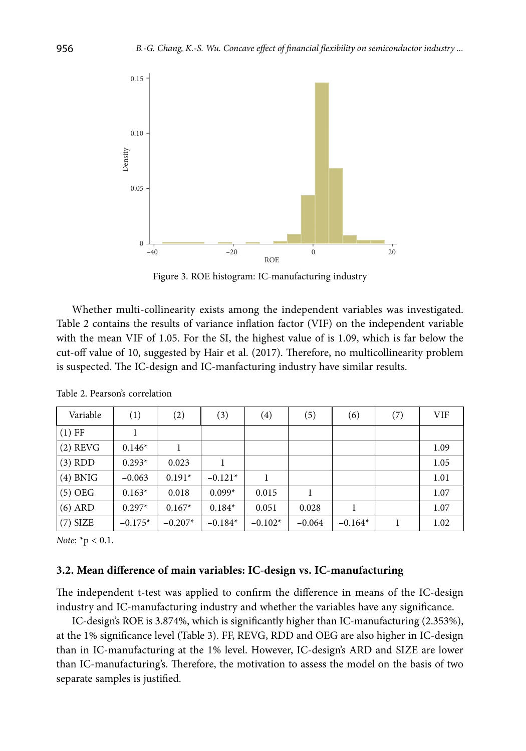Figure 3. ROE histogram: IC-manufacturing industry

Whether multi-collinearity exists among the independent variables was investigated. Table 2 contains the results of variance inflation factor (VIF) on the independent variable with the mean VIF of 1.05. For the SI, the highest value of is 1.09, which is far below the cut-off value of 10, suggested by Hair et al. (2017). Therefore, no multicollinearity problem is suspected. The IC-design and IC-manfacturing industry have similar results.

Table 2. Pearson's correlation

| Variable | (1) | (2) | (3) | (4) | (5) | (6) | (7) | VIF |
|---|---|---|---|---|---|---|---|---|
| (1) FF | 1 | | | | | | | |
| (2) REVG | 0.146* | 1 | | | | | | 1.09 |
| (3) RDD | 0.293* | 0.023 | 1 | | | | | 1.05 |
| (4) BNIG | −0.063 | 0.191* | −0.121* | 1 | | | | 1.01 |
| (5) OEG | 0.163* | 0.018 | 0.099* | 0.015 | 1 | | | 1.07 |
| (6) ARD | 0.297* | 0.167* | 0.184* | 0.051 | 0.028 | 1 | | 1.07 |
| (7) SIZE | −0.175* | −0.207* | −0.184* | −0.102* | −0.064 | −0.164* | 1 | 1.02 |

*Note*: *$p < 0.1$.

### 3.2. Mean difference of main variables: IC-design vs. IC-manufacturing

The independent t-test was applied to confirm the difference in means of the IC-design industry and IC-manufacturing industry and whether the variables have any significance.

IC-design's ROE is 3.874%, which is significantly higher than IC-manufacturing (2.353%), at the 1% significance level (Table 3). FF, REVG, RDD and OEG are also higher in IC-design than in IC-manufacturing at the 1% level. However, IC-design's ARD and SIZE are lower than IC-manufacturing's. Therefore, the motivation to assess the model on the basis of two separate samples is justified.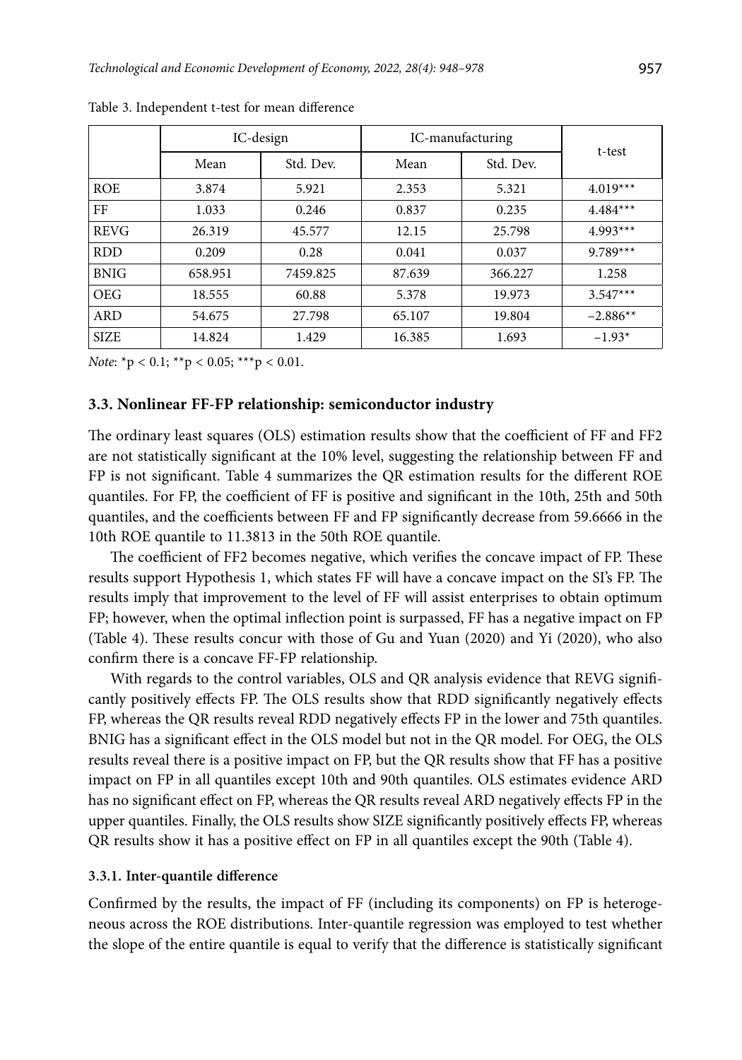Table 3. Independent t-test for mean difference

| | IC-design | | IC-manufacturing | | t-test |
|---|---|---|---|---|---|
| | Mean | Std. Dev. | Mean | Std. Dev. | |
| ROE | 3.874 | 5.921 | 2.353 | 5.321 | 4.019*** |
| FF | 1.033 | 0.246 | 0.837 | 0.235 | 4.484*** |
| REVG | 26.319 | 45.577 | 12.15 | 25.798 | 4.993*** |
| RDD | 0.209 | 0.28 | 0.041 | 0.037 | 9.789*** |
| BNIG | 658.951 | 7459.825 | 87.639 | 366.227 | 1.258 |
| OEG | 18.555 | 60.88 | 5.378 | 19.973 | 3.547*** |
| ARD | 54.675 | 27.798 | 65.107 | 19.804 | −2.886** |
| SIZE | 14.824 | 1.429 | 16.385 | 1.693 | −1.93* |

*Note*: *$p < 0.1$; **$p < 0.05$; ***$p < 0.01$.

### 3.3. Nonlinear FF-FP relationship: semiconductor industry

The ordinary least squares (OLS) estimation results show that the coefficient of FF and FF2 are not statistically significant at the 10% level, suggesting the relationship between FF and FP is not significant. Table 4 summarizes the QR estimation results for the different ROE quantiles. For FP, the coefficient of FF is positive and significant in the 10th, 25th and 50th quantiles, and the coefficients between FF and FP significantly decrease from 59.6666 in the 10th ROE quantile to 11.3813 in the 50th ROE quantile.

The coefficient of FF2 becomes negative, which verifies the concave impact of FP. These results support Hypothesis 1, which states FF will have a concave impact on the SI's FP. The results imply that improvement to the level of FF will assist enterprises to obtain optimum FP; however, when the optimal inflection point is surpassed, FF has a negative impact on FP (Table 4). These results concur with those of Gu and Yuan (2020) and Yi (2020), who also confirm there is a concave FF-FP relationship.

With regards to the control variables, OLS and QR analysis evidence that REVG significantly positively effects FP. The OLS results show that RDD significantly negatively effects FP, whereas the QR results reveal RDD negatively effects FP in the lower and 75th quantiles. BNIG has a significant effect in the OLS model but not in the QR model. For OEG, the OLS results reveal there is a positive impact on FP, but the QR results show that FF has a positive impact on FP in all quantiles except 10th and 90th quantiles. OLS estimates evidence ARD has no significant effect on FP, whereas the QR results reveal ARD negatively effects FP in the upper quantiles. Finally, the OLS results show SIZE significantly positively effects FP, whereas QR results show it has a positive effect on FP in all quantiles except the 90th (Table 4).

#### 3.3.1. Inter-quantile difference

Confirmed by the results, the impact of FF (including its components) on FP is heterogeneous across the ROE distributions. Inter-quantile regression was employed to test whether the slope of the entire quantile is equal to verify that the difference is statistically significant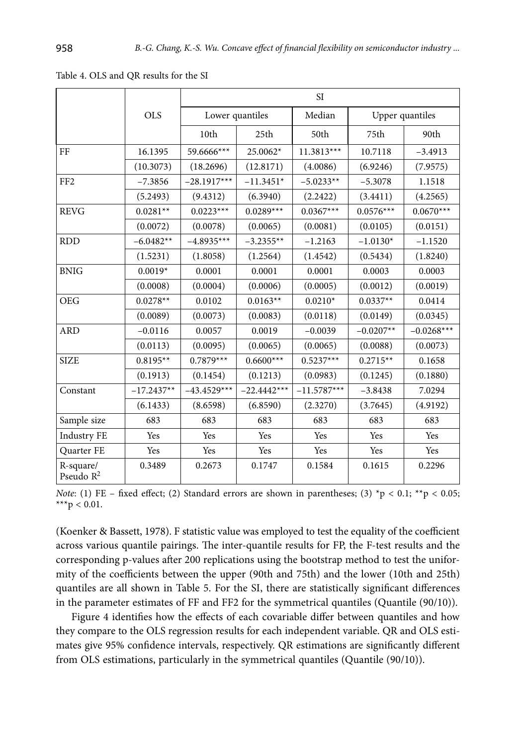Table 4. OLS and QR results for the SI

| | OLS | SI | | | | |
|---|---|---|---|---|---|---|
| | | Lower quantiles | | Median | Upper quantiles | |
| | | 10th | 25th | 50th | 75th | 90th |
| FF | 16.1395 | 59.6666*** | 25.0062* | 11.3813*** | 10.7118 | −3.4913 |
| | (10.3073) | (18.2696) | (12.8171) | (4.0086) | (6.9246) | (7.9575) |
| FF2 | −7.3856 | −28.1917*** | −11.3451* | −5.0233** | −5.3078 | 1.1518 |
| | (5.2493) | (9.4312) | (6.3940) | (2.2422) | (3.4411) | (4.2565) |
| REVG | 0.0281** | 0.0223*** | 0.0289*** | 0.0367*** | 0.0576*** | 0.0670*** |
| | (0.0072) | (0.0078) | (0.0065) | (0.0081) | (0.0105) | (0.0151) |
| RDD | −6.0482** | −4.8935*** | −3.2355** | −1.2163 | −1.0130* | −1.1520 |
| | (1.5231) | (1.8058) | (1.2564) | (1.4542) | (0.5434) | (1.8240) |
| BNIG | 0.0019* | 0.0001 | 0.0001 | 0.0001 | 0.0003 | 0.0003 |
| | (0.0008) | (0.0004) | (0.0006) | (0.0005) | (0.0012) | (0.0019) |
| OEG | 0.0278** | 0.0102 | 0.0163** | 0.0210* | 0.0337** | 0.0414 |
| | (0.0089) | (0.0073) | (0.0083) | (0.0118) | (0.0149) | (0.0345) |
| ARD | −0.0116 | 0.0057 | 0.0019 | −0.0039 | −0.0207** | −0.0268*** |
| | (0.0113) | (0.0095) | (0.0065) | (0.0065) | (0.0088) | (0.0073) |
| SIZE | 0.8195** | 0.7879*** | 0.6600*** | 0.5237*** | 0.2715** | 0.1658 |
| | (0.1913) | (0.1454) | (0.1213) | (0.0983) | (0.1245) | (0.1880) |
| Constant | −17.2437** | −43.4529*** | −22.4442*** | −11.5787*** | −3.8438 | 7.0294 |
| | (6.1433) | (8.6598) | (6.8590) | (2.3270) | (3.7645) | (4.9192) |
| Sample size | 683 | 683 | 683 | 683 | 683 | 683 |
| Industry FE | Yes | Yes | Yes | Yes | Yes | Yes |
| Quarter FE | Yes | Yes | Yes | Yes | Yes | Yes |
| R-square/ Pseudo $R^2$ | 0.3489 | 0.2673 | 0.1747 | 0.1584 | 0.1615 | 0.2296 |

*Note*: (1) FE – fixed effect; (2) Standard errors are shown in parentheses; (3) $^{*}p < 0.1$; $^{**}p < 0.05$; $^{***}p < 0.01$.

(Koenker & Bassett, 1978). F statistic value was employed to test the equality of the coefficient across various quantile pairings. The inter-quantile results for FP, the F-test results and the corresponding p-values after 200 replications using the bootstrap method to test the uniformity of the coefficients between the upper (90th and 75th) and the lower (10th and 25th) quantiles are all shown in Table 5. For the SI, there are statistically significant differences in the parameter estimates of FF and FF2 for the symmetrical quantiles (Quantile (90/10)).

Figure 4 identifies how the effects of each covariable differ between quantiles and how they compare to the OLS regression results for each independent variable. QR and OLS estimates give 95% confidence intervals, respectively. QR estimations are significantly different from OLS estimations, particularly in the symmetrical quantiles (Quantile (90/10)).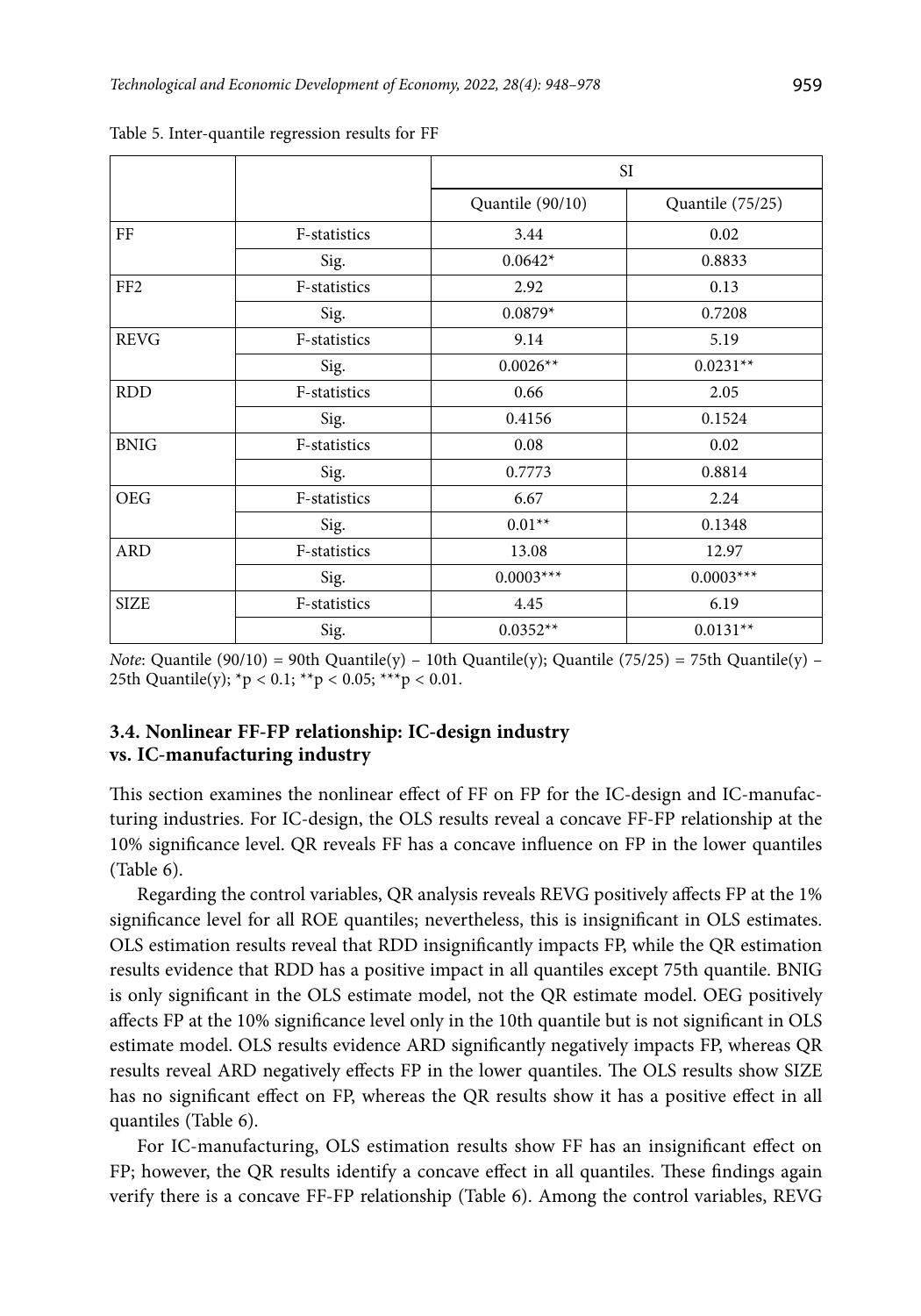Table 5. Inter-quantile regression results for FF

| | | SI | |
|---|---|---|---|
| | | Quantile (90/10) | Quantile (75/25) |
| FF | F-statistics | 3.44 | 0.02 |
| | Sig. | 0.0642* | 0.8833 |
| FF2 | F-statistics | 2.92 | 0.13 |
| | Sig. | 0.0879* | 0.7208 |
| REVG | F-statistics | 9.14 | 5.19 |
| | Sig. | 0.0026** | 0.0231** |
| RDD | F-statistics | 0.66 | 2.05 |
| | Sig. | 0.4156 | 0.1524 |
| BNIG | F-statistics | 0.08 | 0.02 |
| | Sig. | 0.7773 | 0.8814 |
| OEG | F-statistics | 6.67 | 2.24 |
| | Sig. | 0.01** | 0.1348 |
| ARD | F-statistics | 13.08 | 12.97 |
| | Sig. | 0.0003*** | 0.0003*** |
| SIZE | F-statistics | 4.45 | 6.19 |
| | Sig. | 0.0352** | 0.0131** |

*Note*: Quantile (90/10) = 90th Quantile(y) – 10th Quantile(y); Quantile (75/25) = 75th Quantile(y) – 25th Quantile(y); $^{*}p < 0.1$; $^{**}p < 0.05$; $^{***}p < 0.01$.

### 3.4. Nonlinear FF-FP relationship: IC-design industry vs. IC-manufacturing industry

This section examines the nonlinear effect of FF on FP for the IC-design and IC-manufacturing industries. For IC-design, the OLS results reveal a concave FF-FP relationship at the 10% significance level. QR reveals FF has a concave influence on FP in the lower quantiles (Table 6).

Regarding the control variables, QR analysis reveals REVG positively affects FP at the 1% significance level for all ROE quantiles; nevertheless, this is insignificant in OLS estimates. OLS estimation results reveal that RDD insignificantly impacts FP, while the QR estimation results evidence that RDD has a positive impact in all quantiles except 75th quantile. BNIG is only significant in the OLS estimate model, not the QR estimate model. OEG positively affects FP at the 10% significance level only in the 10th quantile but is not significant in OLS estimate model. OLS results evidence ARD significantly negatively impacts FP, whereas QR results reveal ARD negatively effects FP in the lower quantiles. The OLS results show SIZE has no significant effect on FP, whereas the QR results show it has a positive effect in all quantiles (Table 6).

For IC-manufacturing, OLS estimation results show FF has an insignificant effect on FP; however, the QR results identify a concave effect in all quantiles. These findings again verify there is a concave FF-FP relationship (Table 6). Among the control variables, REVG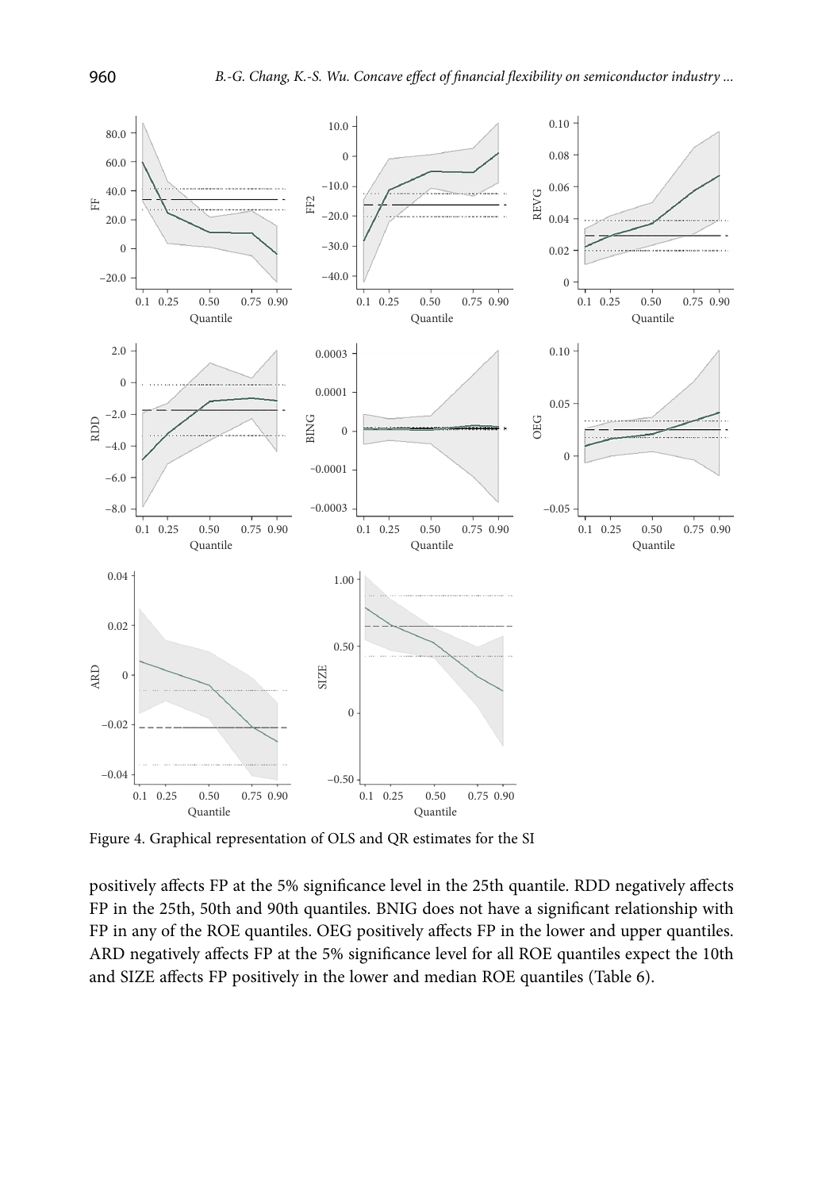Figure 4. Graphical representation of OLS and QR estimates for the SI

positively affects FP at the 5% significance level in the 25th quantile. RDD negatively affects FP in the 25th, 50th and 90th quantiles. BNIG does not have a significant relationship with FP in any of the ROE quantiles. OEG positively affects FP in the lower and upper quantiles. ARD negatively affects FP at the 5% significance level for all ROE quantiles expect the 10th and SIZE affects FP positively in the lower and median ROE quantiles (Table 6).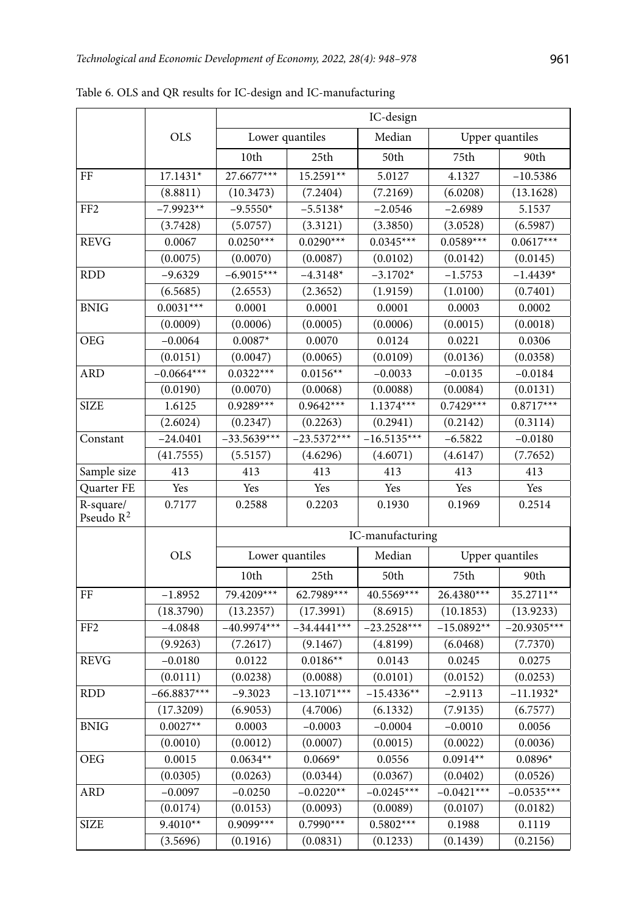Table 6. OLS and QR results for IC-design and IC-manufacturing

| | OLS | IC-design | | | | |
|---|---|---|---|---|---|---|
| | | Lower quantiles | | Median | Upper quantiles | |
| | | 10th | 25th | 50th | 75th | 90th |
| FF | 17.1431* | 27.6677*** | 15.2591** | 5.0127 | 4.1327 | −10.5386 |
| | (8.8811) | (10.3473) | (7.2404) | (7.2169) | (6.0208) | (13.1628) |
| FF2 | −7.9923** | −9.5550* | −5.5138* | −2.0546 | −2.6989 | 5.1537 |
| | (3.7428) | (5.0757) | (3.3121) | (3.3850) | (3.0528) | (6.5987) |
| REVG | 0.0067 | 0.0250*** | 0.0290*** | 0.0345*** | 0.0589*** | 0.0617*** |
| | (0.0075) | (0.0070) | (0.0087) | (0.0102) | (0.0142) | (0.0145) |
| RDD | −9.6329 | −6.9015*** | −4.3148* | −3.1702* | −1.5753 | −1.4439* |
| | (6.5685) | (2.6553) | (2.3652) | (1.9159) | (1.0100) | (0.7401) |
| BNIG | 0.0031*** | 0.0001 | 0.0001 | 0.0001 | 0.0003 | 0.0002 |
| | (0.0009) | (0.0006) | (0.0005) | (0.0006) | (0.0015) | (0.0018) |
| OEG | −0.0064 | 0.0087* | 0.0070 | 0.0124 | 0.0221 | 0.0306 |
| | (0.0151) | (0.0047) | (0.0065) | (0.0109) | (0.0136) | (0.0358) |
| ARD | −0.0664*** | 0.0322*** | 0.0156** | −0.0033 | −0.0135 | −0.0184 |
| | (0.0190) | (0.0070) | (0.0068) | (0.0088) | (0.0084) | (0.0131) |
| SIZE | 1.6125 | 0.9289*** | 0.9642*** | 1.1374*** | 0.7429*** | 0.8717*** |
| | (2.6024) | (0.2347) | (0.2263) | (0.2941) | (0.2142) | (0.3114) |
| Constant | −24.0401 | −33.5639*** | −23.5372*** | −16.5135*** | −6.5822 | −0.0180 |
| | (41.7555) | (5.5157) | (4.6296) | (4.6071) | (4.6147) | (7.7652) |
| Sample size | 413 | 413 | 413 | 413 | 413 | 413 |
| Quarter FE | Yes | Yes | Yes | Yes | Yes | Yes |
| R-square/ Pseudo $R^2$ | 0.7177 | 0.2588 | 0.2203 | 0.1930 | 0.1969 | 0.2514 |
| | OLS | IC-manufacturing | | | | |
| | | Lower quantiles | | Median | Upper quantiles | |
| | | 10th | 25th | 50th | 75th | 90th |
| FF | −1.8952 | 79.4209*** | 62.7989*** | 40.5569*** | 26.4380*** | 35.2711** |
| | (18.3790) | (13.2357) | (17.3991) | (8.6915) | (10.1853) | (13.9233) |
| FF2 | −4.0848 | −40.9974*** | −34.4441*** | −23.2528*** | −15.0892** | −20.9305*** |
| | (9.9263) | (7.2617) | (9.1467) | (4.8199) | (6.0468) | (7.7370) |
| REVG | −0.0180 | 0.0122 | 0.0186** | 0.0143 | 0.0245 | 0.0275 |
| | (0.0111) | (0.0238) | (0.0088) | (0.0101) | (0.0152) | (0.0253) |
| RDD | −66.8837*** | −9.3023 | −13.1071*** | −15.4336** | −2.9113 | −11.1932* |
| | (17.3209) | (6.9053) | (4.7006) | (6.1332) | (7.9135) | (6.7577) |
| BNIG | 0.0027** | 0.0003 | −0.0003 | −0.0004 | −0.0010 | 0.0056 |
| | (0.0010) | (0.0012) | (0.0007) | (0.0015) | (0.0022) | (0.0036) |
| OEG | 0.0015 | 0.0634** | 0.0669* | 0.0556 | 0.0914** | 0.0896* |
| | (0.0305) | (0.0263) | (0.0344) | (0.0367) | (0.0402) | (0.0526) |
| ARD | −0.0097 | −0.0250 | −0.0220** | −0.0245*** | −0.0421*** | −0.0535*** |
| | (0.0174) | (0.0153) | (0.0093) | (0.0089) | (0.0107) | (0.0182) |
| SIZE | 9.4010** | 0.9099*** | 0.7990*** | 0.5802*** | 0.1988 | 0.1119 |
| | (3.5696) | (0.1916) | (0.0831) | (0.1233) | (0.1439) | (0.2156) |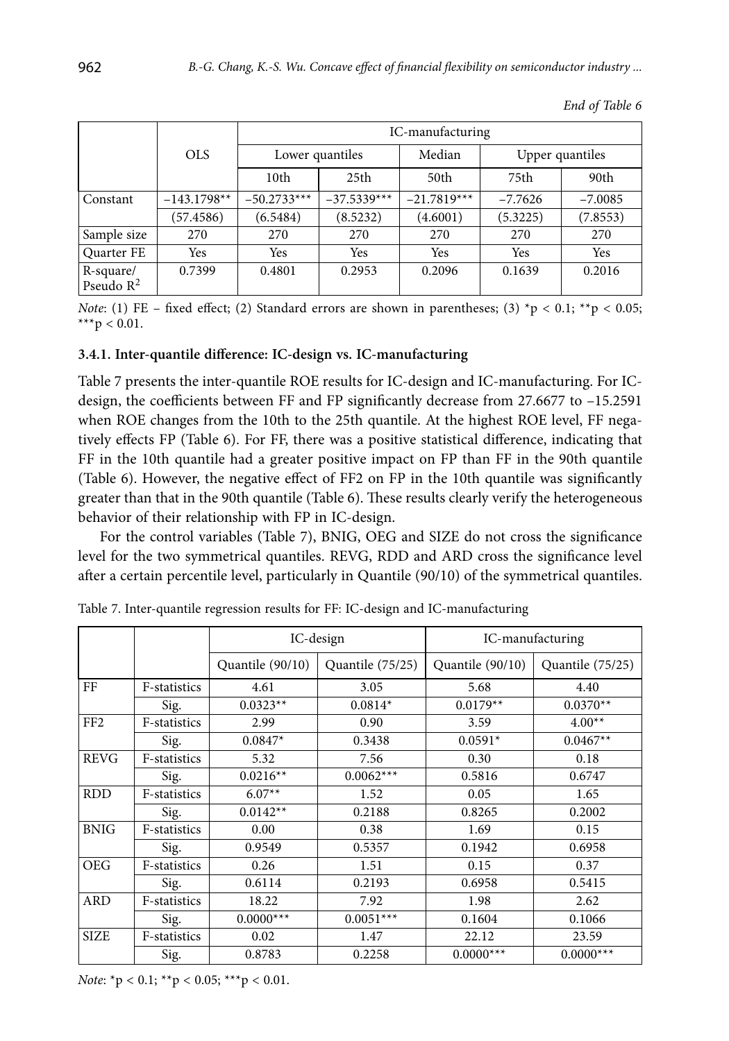*End of Table 6*

| | OLS | IC-manufacturing | | | | |
|---|---|---|---|---|---|---|
| | | Lower quantiles | | Median | Upper quantiles | |
| | | 10th | 25th | 50th | 75th | 90th |
| Constant | −143.1798** | −50.2733*** | −37.5339*** | −21.7819*** | −7.7626 | −7.0085 |
| | (57.4586) | (6.5484) | (8.5232) | (4.6001) | (5.3225) | (7.8553) |
| Sample size | 270 | 270 | 270 | 270 | 270 | 270 |
| Quarter FE | Yes | Yes | Yes | Yes | Yes | Yes |
| R-square/ Pseudo $R^2$ | 0.7399 | 0.4801 | 0.2953 | 0.2096 | 0.1639 | 0.2016 |

*Note*: (1) FE – fixed effect; (2) Standard errors are shown in parentheses; (3) *p < 0.1; **p < 0.05; ***p < 0.01.

#### 3.4.1. Inter-quantile difference: IC-design vs. IC-manufacturing

Table 7 presents the inter-quantile ROE results for IC-design and IC-manufacturing. For IC-design, the coefficients between FF and FP significantly decrease from 27.6677 to −15.2591 when ROE changes from the 10th to the 25th quantile. At the highest ROE level, FF negatively effects FP (Table 6). For FF, there was a positive statistical difference, indicating that FF in the 10th quantile had a greater positive impact on FP than FF in the 90th quantile (Table 6). However, the negative effect of FF2 on FP in the 10th quantile was significantly greater than that in the 90th quantile (Table 6). These results clearly verify the heterogeneous behavior of their relationship with FP in IC-design.

For the control variables (Table 7), BNIG, OEG and SIZE do not cross the significance level for the two symmetrical quantiles. REVG, RDD and ARD cross the significance level after a certain percentile level, particularly in Quantile (90/10) of the symmetrical quantiles.

Table 7. Inter-quantile regression results for FF: IC-design and IC-manufacturing

| | | IC-design | | IC-manufacturing | |
|---|---|---|---|---|---|
| | | Quantile (90/10) | Quantile (75/25) | Quantile (90/10) | Quantile (75/25) |
| FF | F-statistics | 4.61 | 3.05 | 5.68 | 4.40 |
| | Sig. | 0.0323** | 0.0814* | 0.0179** | 0.0370** |
| FF2 | F-statistics | 2.99 | 0.90 | 3.59 | 4.00** |
| | Sig. | 0.0847* | 0.3438 | 0.0591* | 0.0467** |
| REVG | F-statistics | 5.32 | 7.56 | 0.30 | 0.18 |
| | Sig. | 0.0216** | 0.0062*** | 0.5816 | 0.6747 |
| RDD | F-statistics | 6.07** | 1.52 | 0.05 | 1.65 |
| | Sig. | 0.0142** | 0.2188 | 0.8265 | 0.2002 |
| BNIG | F-statistics | 0.00 | 0.38 | 1.69 | 0.15 |
| | Sig. | 0.9549 | 0.5357 | 0.1942 | 0.6958 |
| OEG | F-statistics | 0.26 | 1.51 | 0.15 | 0.37 |
| | Sig. | 0.6114 | 0.2193 | 0.6958 | 0.5415 |
| ARD | F-statistics | 18.22 | 7.92 | 1.98 | 2.62 |
| | Sig. | 0.0000*** | 0.0051*** | 0.1604 | 0.1066 |
| SIZE | F-statistics | 0.02 | 1.47 | 22.12 | 23.59 |
| | Sig. | 0.8783 | 0.2258 | 0.0000*** | 0.0000*** |

*Note*: *p < 0.1; **p < 0.05; ***p < 0.01.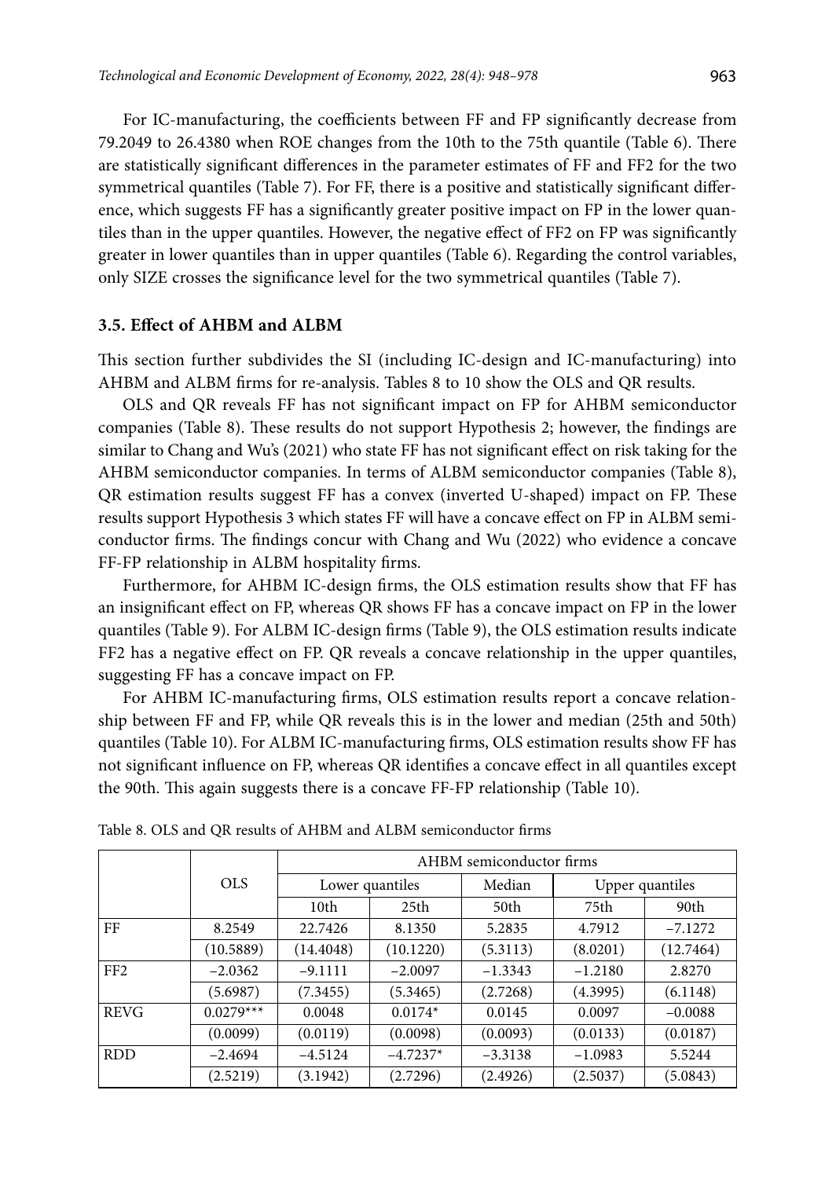For IC-manufacturing, the coefficients between FF and FP significantly decrease from 79.2049 to 26.4380 when ROE changes from the 10th to the 75th quantile (Table 6). There are statistically significant differences in the parameter estimates of FF and FF2 for the two symmetrical quantiles (Table 7). For FF, there is a positive and statistically significant difference, which suggests FF has a significantly greater positive impact on FP in the lower quantiles than in the upper quantiles. However, the negative effect of FF2 on FP was significantly greater in lower quantiles than in upper quantiles (Table 6). Regarding the control variables, only SIZE crosses the significance level for the two symmetrical quantiles (Table 7).

### 3.5. Effect of AHBM and ALBM

This section further subdivides the SI (including IC-design and IC-manufacturing) into AHBM and ALBM firms for re-analysis. Tables 8 to 10 show the OLS and QR results.

OLS and QR reveals FF has not significant impact on FP for AHBM semiconductor companies (Table 8). These results do not support Hypothesis 2; however, the findings are similar to Chang and Wu's (2021) who state FF has not significant effect on risk taking for the AHBM semiconductor companies. In terms of ALBM semiconductor companies (Table 8), QR estimation results suggest FF has a convex (inverted U-shaped) impact on FP. These results support Hypothesis 3 which states FF will have a concave effect on FP in ALBM semiconductor firms. The findings concur with Chang and Wu (2022) who evidence a concave FF-FP relationship in ALBM hospitality firms.

Furthermore, for AHBM IC-design firms, the OLS estimation results show that FF has an insignificant effect on FP, whereas QR shows FF has a concave impact on FP in the lower quantiles (Table 9). For ALBM IC-design firms (Table 9), the OLS estimation results indicate FF2 has a negative effect on FP. QR reveals a concave relationship in the upper quantiles, suggesting FF has a concave impact on FP.

For AHBM IC-manufacturing firms, OLS estimation results report a concave relationship between FF and FP, while QR reveals this is in the lower and median (25th and 50th) quantiles (Table 10). For ALBM IC-manufacturing firms, OLS estimation results show FF has not significant influence on FP, whereas QR identifies a concave effect in all quantiles except the 90th. This again suggests there is a concave FF-FP relationship (Table 10).

Table 8. OLS and QR results of AHBM and ALBM semiconductor firms

| | OLS | AHBM semiconductor firms | | | | |
|---|---|---|---|---|---|---|
| | | Lower quantiles | | Median | Upper quantiles | |
| | | 10th | 25th | 50th | 75th | 90th |
| FF | 8.2549 | 22.7426 | 8.1350 | 5.2835 | 4.7912 | −7.1272 |
| | (10.5889) | (14.4048) | (10.1220) | (5.3113) | (8.0201) | (12.7464) |
| FF2 | −2.0362 | −9.1111 | −2.0097 | −1.3343 | −1.2180 | 2.8270 |
| | (5.6987) | (7.3455) | (5.3465) | (2.7268) | (4.3995) | (6.1148) |
| REVG | 0.0279*** | 0.0048 | 0.0174* | 0.0145 | 0.0097 | −0.0088 |
| | (0.0099) | (0.0119) | (0.0098) | (0.0093) | (0.0133) | (0.0187) |
| RDD | −2.4694 | −4.5124 | −4.7237* | −3.3138 | −1.0983 | 5.5244 |
| | (2.5219) | (3.1942) | (2.7296) | (2.4926) | (2.5037) | (5.0843) |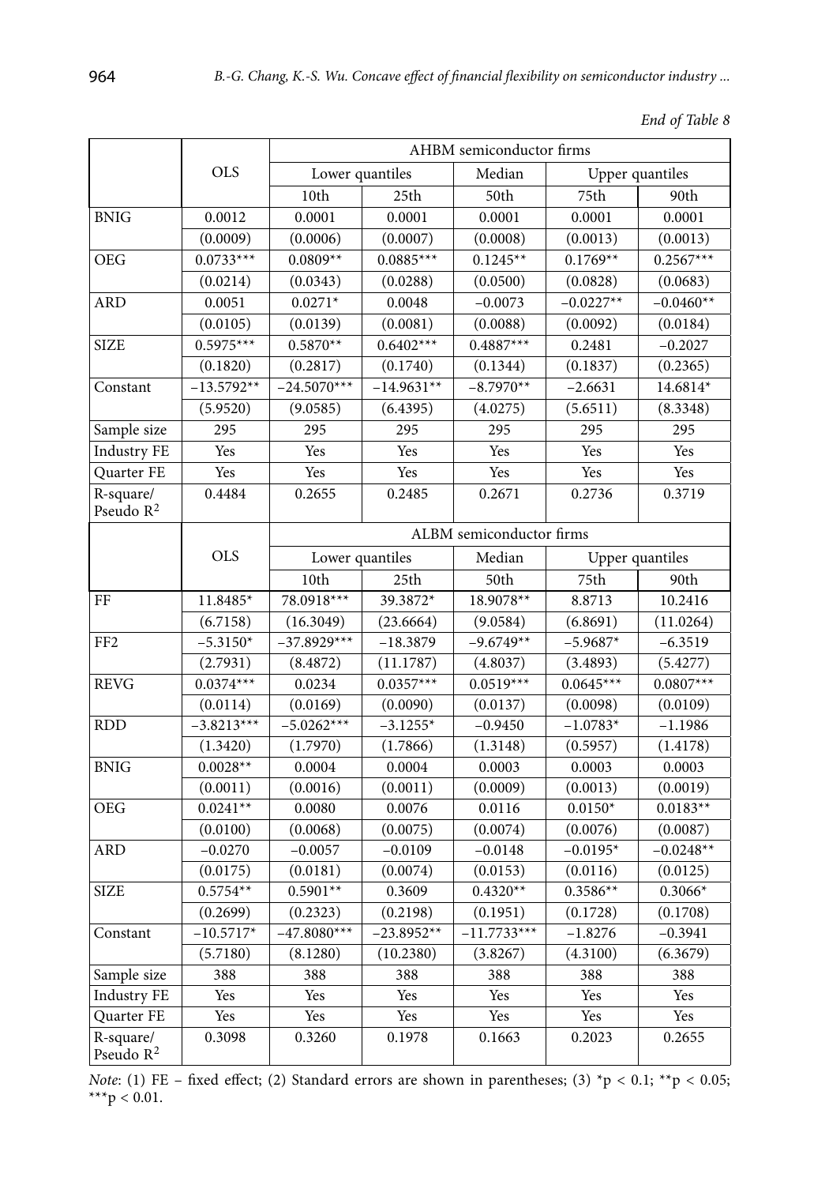*End of Table 8*

| | OLS | AHBM semiconductor firms | | | | |
|---|---|---|---|---|---|---|
| | | Lower quantiles | | Median | Upper quantiles | |
| | | 10th | 25th | 50th | 75th | 90th |
| BNIG | 0.0012 | 0.0001 | 0.0001 | 0.0001 | 0.0001 | 0.0001 |
| | (0.0009) | (0.0006) | (0.0007) | (0.0008) | (0.0013) | (0.0013) |
| OEG | 0.0733*** | 0.0809** | 0.0885*** | 0.1245** | 0.1769** | 0.2567*** |
| | (0.0214) | (0.0343) | (0.0288) | (0.0500) | (0.0828) | (0.0683) |
| ARD | 0.0051 | 0.0271* | 0.0048 | −0.0073 | −0.0227** | −0.0460** |
| | (0.0105) | (0.0139) | (0.0081) | (0.0088) | (0.0092) | (0.0184) |
| SIZE | 0.5975*** | 0.5870** | 0.6402*** | 0.4887*** | 0.2481 | −0.2027 |
| | (0.1820) | (0.2817) | (0.1740) | (0.1344) | (0.1837) | (0.2365) |
| Constant | −13.5792** | −24.5070*** | −14.9631** | −8.7970** | −2.6631 | 14.6814* |
| | (5.9520) | (9.0585) | (6.4395) | (4.0275) | (5.6511) | (8.3348) |
| Sample size | 295 | 295 | 295 | 295 | 295 | 295 |
| Industry FE | Yes | Yes | Yes | Yes | Yes | Yes |
| Quarter FE | Yes | Yes | Yes | Yes | Yes | Yes |
| R-square/ Pseudo $R^2$ | 0.4484 | 0.2655 | 0.2485 | 0.2671 | 0.2736 | 0.3719 |
| | OLS | ALBM semiconductor firms | | | | |
| | | Lower quantiles | | Median | Upper quantiles | |
| | | 10th | 25th | 50th | 75th | 90th |
| FF | 11.8485* | 78.0918*** | 39.3872* | 18.9078** | 8.8713 | 10.2416 |
| | (6.7158) | (16.3049) | (23.6664) | (9.0584) | (6.8691) | (11.0264) |
| FF2 | −5.3150* | −37.8929*** | −18.3879 | −9.6749** | −5.9687* | −6.3519 |
| | (2.7931) | (8.4872) | (11.1787) | (4.8037) | (3.4893) | (5.4277) |
| REVG | 0.0374*** | 0.0234 | 0.0357*** | 0.0519*** | 0.0645*** | 0.0807*** |
| | (0.0114) | (0.0169) | (0.0090) | (0.0137) | (0.0098) | (0.0109) |
| RDD | −3.8213*** | −5.0262*** | −3.1255* | −0.9450 | −1.0783* | −1.1986 |
| | (1.3420) | (1.7970) | (1.7866) | (1.3148) | (0.5957) | (1.4178) |
| BNIG | 0.0028** | 0.0004 | 0.0004 | 0.0003 | 0.0003 | 0.0003 |
| | (0.0011) | (0.0016) | (0.0011) | (0.0009) | (0.0013) | (0.0019) |
| OEG | 0.0241** | 0.0080 | 0.0076 | 0.0116 | 0.0150* | 0.0183** |
| | (0.0100) | (0.0068) | (0.0075) | (0.0074) | (0.0076) | (0.0087) |
| ARD | −0.0270 | −0.0057 | −0.0109 | −0.0148 | −0.0195* | −0.0248** |
| | (0.0175) | (0.0181) | (0.0074) | (0.0153) | (0.0116) | (0.0125) |
| SIZE | 0.5754** | 0.5901** | 0.3609 | 0.4320** | 0.3586** | 0.3066* |
| | (0.2699) | (0.2323) | (0.2198) | (0.1951) | (0.1728) | (0.1708) |
| Constant | −10.5717* | −47.8080*** | −23.8952** | −11.7733*** | −1.8276 | −0.3941 |
| | (5.7180) | (8.1280) | (10.2380) | (3.8267) | (4.3100) | (6.3679) |
| Sample size | 388 | 388 | 388 | 388 | 388 | 388 |
| Industry FE | Yes | Yes | Yes | Yes | Yes | Yes |
| Quarter FE | Yes | Yes | Yes | Yes | Yes | Yes |
| R-square/ Pseudo $R^2$ | 0.3098 | 0.3260 | 0.1978 | 0.1663 | 0.2023 | 0.2655 |

*Note*: (1) FE – fixed effect; (2) Standard errors are shown in parentheses; (3) *$p < 0.1$; **$p < 0.05$; ***$p < 0.01$.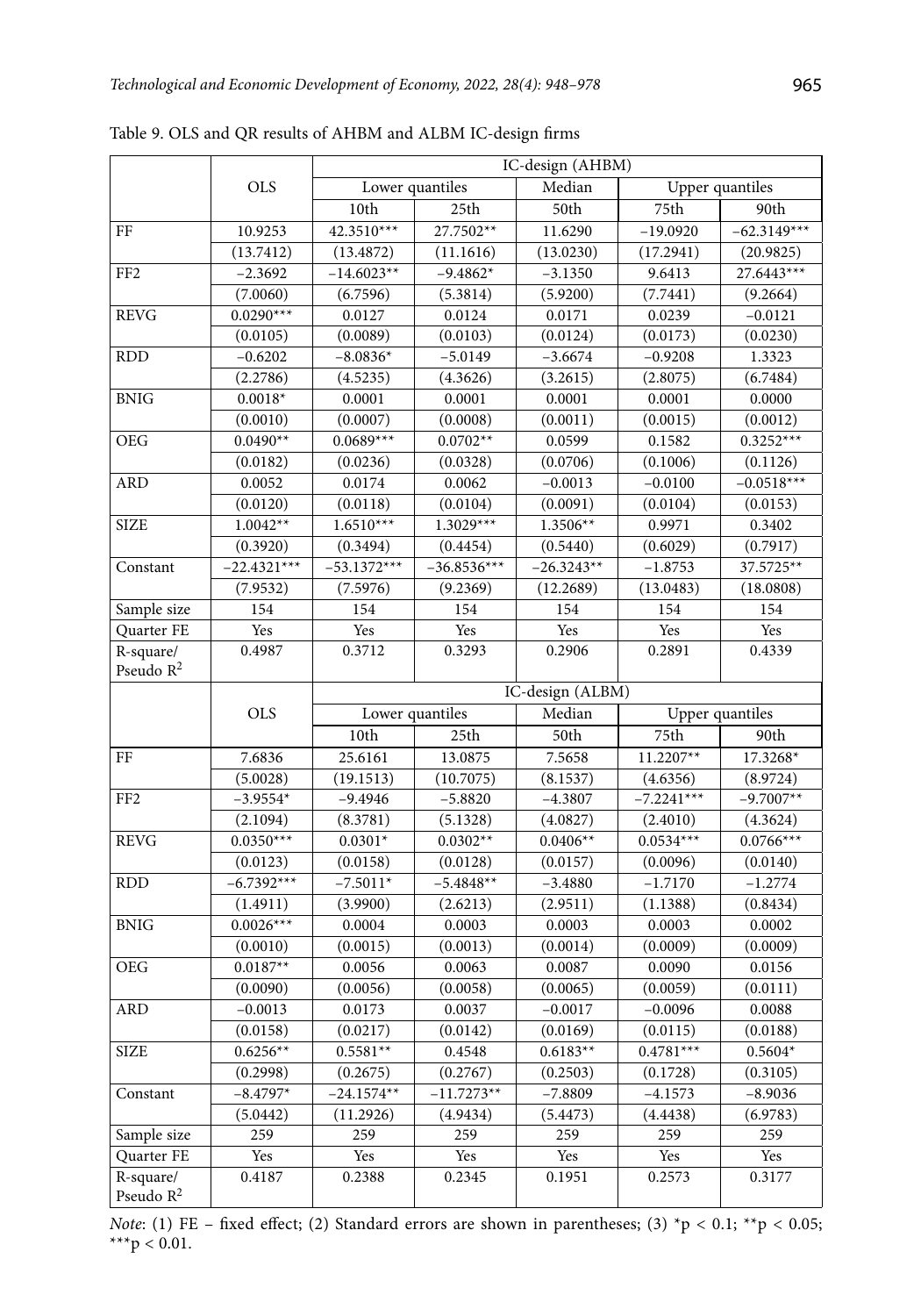Table 9. OLS and QR results of AHBM and ALBM IC-design firms

| | OLS | IC-design (AHBM) | | | | |
|---|---|---|---|---|---|---|
| | | Lower quantiles | | Median | Upper quantiles | |
| | | 10th | 25th | 50th | 75th | 90th |
| FF | 10.9253 | 42.3510*** | 27.7502** | 11.6290 | −19.0920 | −62.3149*** |
| | (13.7412) | (13.4872) | (11.1616) | (13.0230) | (17.2941) | (20.9825) |
| FF2 | −2.3692 | −14.6023** | −9.4862* | −3.1350 | 9.6413 | 27.6443*** |
| | (7.0060) | (6.7596) | (5.3814) | (5.9200) | (7.7441) | (9.2664) |
| REVG | 0.0290*** | 0.0127 | 0.0124 | 0.0171 | 0.0239 | −0.0121 |
| | (0.0105) | (0.0089) | (0.0103) | (0.0124) | (0.0173) | (0.0230) |
| RDD | −0.6202 | −8.0836* | −5.0149 | −3.6674 | −0.9208 | 1.3323 |
| | (2.2786) | (4.5235) | (4.3626) | (3.2615) | (2.8075) | (6.7484) |
| BNIG | 0.0018* | 0.0001 | 0.0001 | 0.0001 | 0.0001 | 0.0000 |
| | (0.0010) | (0.0007) | (0.0008) | (0.0011) | (0.0015) | (0.0012) |
| OEG | 0.0490** | 0.0689*** | 0.0702** | 0.0599 | 0.1582 | 0.3252*** |
| | (0.0182) | (0.0236) | (0.0328) | (0.0706) | (0.1006) | (0.1126) |
| ARD | 0.0052 | 0.0174 | 0.0062 | −0.0013 | −0.0100 | −0.0518*** |
| | (0.0120) | (0.0118) | (0.0104) | (0.0091) | (0.0104) | (0.0153) |
| SIZE | 1.0042** | 1.6510*** | 1.3029*** | 1.3506** | 0.9971 | 0.3402 |
| | (0.3920) | (0.3494) | (0.4454) | (0.5440) | (0.6029) | (0.7917) |
| Constant | −22.4321*** | −53.1372*** | −36.8536*** | −26.3243** | −1.8753 | 37.5725** |
| | (7.9532) | (7.5976) | (9.2369) | (12.2689) | (13.0483) | (18.0808) |
| Sample size | 154 | 154 | 154 | 154 | 154 | 154 |
| Quarter FE | Yes | Yes | Yes | Yes | Yes | Yes |
| R-square/ Pseudo $R^2$ | 0.4987 | 0.3712 | 0.3293 | 0.2906 | 0.2891 | 0.4339 |
| | OLS | IC-design (ALBM) | | | | |
| | | Lower quantiles | | Median | Upper quantiles | |
| | | 10th | 25th | 50th | 75th | 90th |
| FF | 7.6836 | 25.6161 | 13.0875 | 7.5658 | 11.2207** | 17.3268* |
| | (5.0028) | (19.1513) | (10.7075) | (8.1537) | (4.6356) | (8.9724) |
| FF2 | −3.9554* | −9.4946 | −5.8820 | −4.3807 | −7.2241*** | −9.7007** |
| | (2.1094) | (8.3781) | (5.1328) | (4.0827) | (2.4010) | (4.3624) |
| REVG | 0.0350*** | 0.0301* | 0.0302** | 0.0406** | 0.0534*** | 0.0766*** |
| | (0.0123) | (0.0158) | (0.0128) | (0.0157) | (0.0096) | (0.0140) |
| RDD | −6.7392*** | −7.5011* | −5.4848** | −3.4880 | −1.7170 | −1.2774 |
| | (1.4911) | (3.9900) | (2.6213) | (2.9511) | (1.1388) | (0.8434) |
| BNIG | 0.0026*** | 0.0004 | 0.0003 | 0.0003 | 0.0003 | 0.0002 |
| | (0.0010) | (0.0015) | (0.0013) | (0.0014) | (0.0009) | (0.0009) |
| OEG | 0.0187** | 0.0056 | 0.0063 | 0.0087 | 0.0090 | 0.0156 |
| | (0.0090) | (0.0056) | (0.0058) | (0.0065) | (0.0059) | (0.0111) |
| ARD | −0.0013 | 0.0173 | 0.0037 | −0.0017 | −0.0096 | 0.0088 |
| | (0.0158) | (0.0217) | (0.0142) | (0.0169) | (0.0115) | (0.0188) |
| SIZE | 0.6256** | 0.5581** | 0.4548 | 0.6183** | 0.4781*** | 0.5604* |
| | (0.2998) | (0.2675) | (0.2767) | (0.2503) | (0.1728) | (0.3105) |
| Constant | −8.4797* | −24.1574** | −11.7273** | −7.8809 | −4.1573 | −8.9036 |
| | (5.0442) | (11.2926) | (4.9434) | (5.4473) | (4.4438) | (6.9783) |
| Sample size | 259 | 259 | 259 | 259 | 259 | 259 |
| Quarter FE | Yes | Yes | Yes | Yes | Yes | Yes |
| R-square/ Pseudo $R^2$ | 0.4187 | 0.2388 | 0.2345 | 0.1951 | 0.2573 | 0.3177 |

*Note*: (1) FE – fixed effect; (2) Standard errors are shown in parentheses; (3) *$p < 0.1$; **$p < 0.05$; ***$p < 0.01$.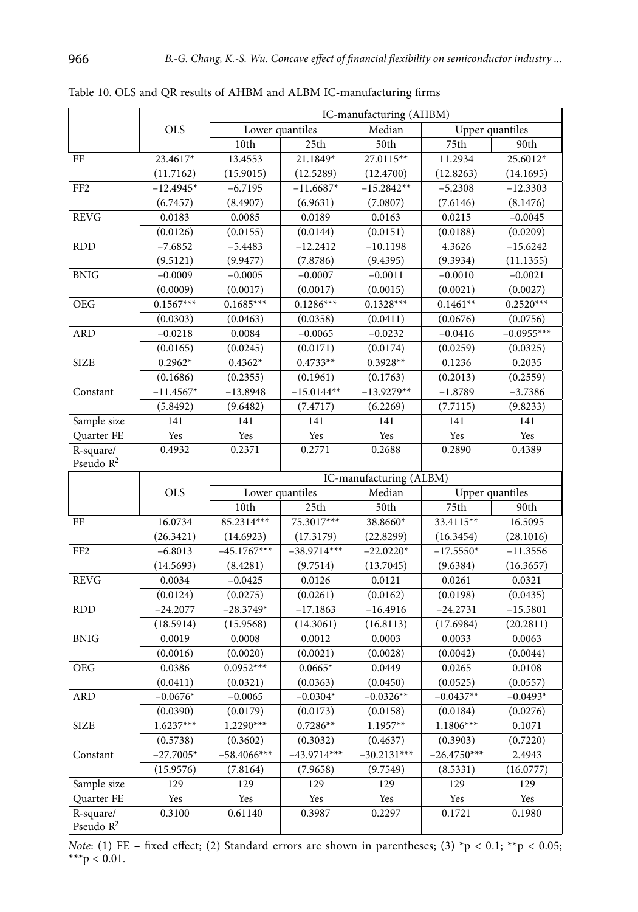Table 10. OLS and QR results of AHBM and ALBM IC-manufacturing firms

| | OLS | IC-manufacturing (AHBM) | | | | |
|---|---|---|---|---|---|---|
| | | Lower quantiles | | Median | Upper quantiles | |
| | | 10th | 25th | 50th | 75th | 90th |
| FF | 23.4617* | 13.4553 | 21.1849* | 27.0115** | 11.2934 | 25.6012* |
| | (11.7162) | (15.9015) | (12.5289) | (12.4700) | (12.8263) | (14.1695) |
| FF2 | −12.4945* | −6.7195 | −11.6687* | −15.2842** | −5.2308 | −12.3303 |
| | (6.7457) | (8.4907) | (6.9631) | (7.0807) | (7.6146) | (8.1476) |
| REVG | 0.0183 | 0.0085 | 0.0189 | 0.0163 | 0.0215 | −0.0045 |
| | (0.0126) | (0.0155) | (0.0144) | (0.0151) | (0.0188) | (0.0209) |
| RDD | −7.6852 | −5.4483 | −12.2412 | −10.1198 | 4.3626 | −15.6242 |
| | (9.5121) | (9.9477) | (7.8786) | (9.4395) | (9.3934) | (11.1355) |
| BNIG | −0.0009 | −0.0005 | −0.0007 | −0.0011 | −0.0010 | −0.0021 |
| | (0.0009) | (0.0017) | (0.0017) | (0.0015) | (0.0021) | (0.0027) |
| OEG | 0.1567*** | 0.1685*** | 0.1286*** | 0.1328*** | 0.1461** | 0.2520*** |
| | (0.0303) | (0.0463) | (0.0358) | (0.0411) | (0.0676) | (0.0756) |
| ARD | −0.0218 | 0.0084 | −0.0065 | −0.0232 | −0.0416 | −0.0955*** |
| | (0.0165) | (0.0245) | (0.0171) | (0.0174) | (0.0259) | (0.0325) |
| SIZE | 0.2962* | 0.4362* | 0.4733** | 0.3928** | 0.1236 | 0.2035 |
| | (0.1686) | (0.2355) | (0.1961) | (0.1763) | (0.2013) | (0.2559) |
| Constant | −11.4567* | −13.8948 | −15.0144** | −13.9279** | −1.8789 | −3.7386 |
| | (5.8492) | (9.6482) | (7.4717) | (6.2269) | (7.7115) | (9.8233) |
| Sample size | 141 | 141 | 141 | 141 | 141 | 141 |
| Quarter FE | Yes | Yes | Yes | Yes | Yes | Yes |
| R-square/ Pseudo $R^2$ | 0.4932 | 0.2371 | 0.2771 | 0.2688 | 0.2890 | 0.4389 |
| | OLS | IC-manufacturing (ALBM) | | | | |
| | | Lower quantiles | | Median | Upper quantiles | |
| | | 10th | 25th | 50th | 75th | 90th |
| FF | 16.0734 | 85.2314*** | 75.3017*** | 38.8660* | 33.4115** | 16.5095 |
| | (26.3421) | (14.6923) | (17.3179) | (22.8299) | (16.3454) | (28.1016) |
| FF2 | −6.8013 | −45.1767*** | −38.9714*** | −22.0220* | −17.5550* | −11.3556 |
| | (14.5693) | (8.4281) | (9.7514) | (13.7045) | (9.6384) | (16.3657) |
| REVG | 0.0034 | −0.0425 | 0.0126 | 0.0121 | 0.0261 | 0.0321 |
| | (0.0124) | (0.0275) | (0.0261) | (0.0162) | (0.0198) | (0.0435) |
| RDD | −24.2077 | −28.3749* | −17.1863 | −16.4916 | −24.2731 | −15.5801 |
| | (18.5914) | (15.9568) | (14.3061) | (16.8113) | (17.6984) | (20.2811) |
| BNIG | 0.0019 | 0.0008 | 0.0012 | 0.0003 | 0.0033 | 0.0063 |
| | (0.0016) | (0.0020) | (0.0021) | (0.0028) | (0.0042) | (0.0044) |
| OEG | 0.0386 | 0.0952*** | 0.0665* | 0.0449 | 0.0265 | 0.0108 |
| | (0.0411) | (0.0321) | (0.0363) | (0.0450) | (0.0525) | (0.0557) |
| ARD | −0.0676* | −0.0065 | −0.0304* | −0.0326** | −0.0437** | −0.0493* |
| | (0.0390) | (0.0179) | (0.0173) | (0.0158) | (0.0184) | (0.0276) |
| SIZE | 1.6237*** | 1.2290*** | 0.7286** | 1.1957** | 1.1806*** | 0.1071 |
| | (0.5738) | (0.3602) | (0.3032) | (0.4637) | (0.3903) | (0.7220) |
| Constant | −27.7005* | −58.4066*** | −43.9714*** | −30.2131*** | −26.4750*** | 2.4943 |
| | (15.9576) | (7.8164) | (7.9658) | (9.7549) | (8.5331) | (16.0777) |
| Sample size | 129 | 129 | 129 | 129 | 129 | 129 |
| Quarter FE | Yes | Yes | Yes | Yes | Yes | Yes |
| R-square/ Pseudo $R^2$ | 0.3100 | 0.61140 | 0.3987 | 0.2297 | 0.1721 | 0.1980 |

*Note*: (1) FE – fixed effect; (2) Standard errors are shown in parentheses; (3) *$p < 0.1$; **$p < 0.05$; ***$p < 0.01$.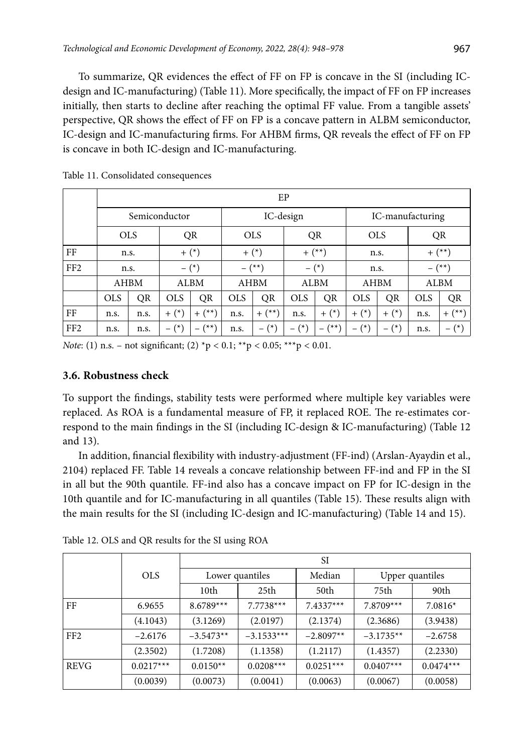To summarize, QR evidences the effect of FF on FP is concave in the SI (including IC-design and IC-manufacturing) (Table 11). More specifically, the impact of FF on FP increases initially, then starts to decline after reaching the optimal FF value. From a tangible assets' perspective, QR shows the effect of FF on FP is a concave pattern in ALBM semiconductor, IC-design and IC-manufacturing firms. For AHBM firms, QR reveals the effect of FF on FP is concave in both IC-design and IC-manufacturing.

Table 11. Consolidated consequences

| | EP | | | | | | | | | | | |
|---|---|---|---|---|---|---|---|---|---|---|---|---|
| | Semiconductor | | | | IC-design | | | | IC-manufacturing | | | |
| | OLS | | QR | | OLS | | QR | | OLS | | QR | |
| FF | n.s. | | + (*) | | + (*) | | + (**) | | n.s. | | + (**) | |
| FF2 | n.s. | | – (*) | | – (**) | | – (*) | | n.s. | | – (**) | |
| | AHBM | | ALBM | | AHBM | | ALBM | | AHBM | | ALBM | |
| | OLS | QR | OLS | QR | OLS | QR | OLS | QR | OLS | QR | OLS | QR |
| FF | n.s. | n.s. | + (*) | + (**) | n.s. | + (**) | n.s. | + (*) | + (*) | + (*) | n.s. | + (**) |
| FF2 | n.s. | n.s. | – (*) | – (**) | n.s. | – (*) | – (*) | – (**) | – (*) | – (*) | n.s. | – (*) |

*Note*: (1) n.s. – not significant; (2) *p < 0.1; **p < 0.05; ***p < 0.01.

### 3.6. Robustness check

To support the findings, stability tests were performed where multiple key variables were replaced. As ROA is a fundamental measure of FP, it replaced ROE. The re-estimates correspond to the main findings in the SI (including IC-design & IC-manufacturing) (Table 12 and 13).

In addition, financial flexibility with industry-adjustment (FF-ind) (Arslan-Ayaydin et al., 2104) replaced FF. Table 14 reveals a concave relationship between FF-ind and FP in the SI in all but the 90th quantile. FF-ind also has a concave impact on FP for IC-design in the 10th quantile and for IC-manufacturing in all quantiles (Table 15). These results align with the main results for the SI (including IC-design and IC-manufacturing) (Table 14 and 15).

Table 12. OLS and QR results for the SI using ROA

| | OLS | SI | | | | |
|---|---|---|---|---|---|---|
| | | Lower quantiles | | Median | Upper quantiles | |
| | | 10th | 25th | 50th | 75th | 90th |
| FF | 6.9655 | 8.6789*** | 7.7738*** | 7.4337*** | 7.8709*** | 7.0816* |
| | (4.1043) | (3.1269) | (2.0197) | (2.1374) | (2.3686) | (3.9438) |
| FF2 | −2.6176 | −3.5473** | −3.1533*** | −2.8097** | −3.1735** | −2.6758 |
| | (2.3502) | (1.7208) | (1.1358) | (1.2117) | (1.4357) | (2.2330) |
| REVG | 0.0217*** | 0.0150** | 0.0208*** | 0.0251*** | 0.0407*** | 0.0474*** |
| | (0.0039) | (0.0073) | (0.0041) | (0.0063) | (0.0067) | (0.0058) |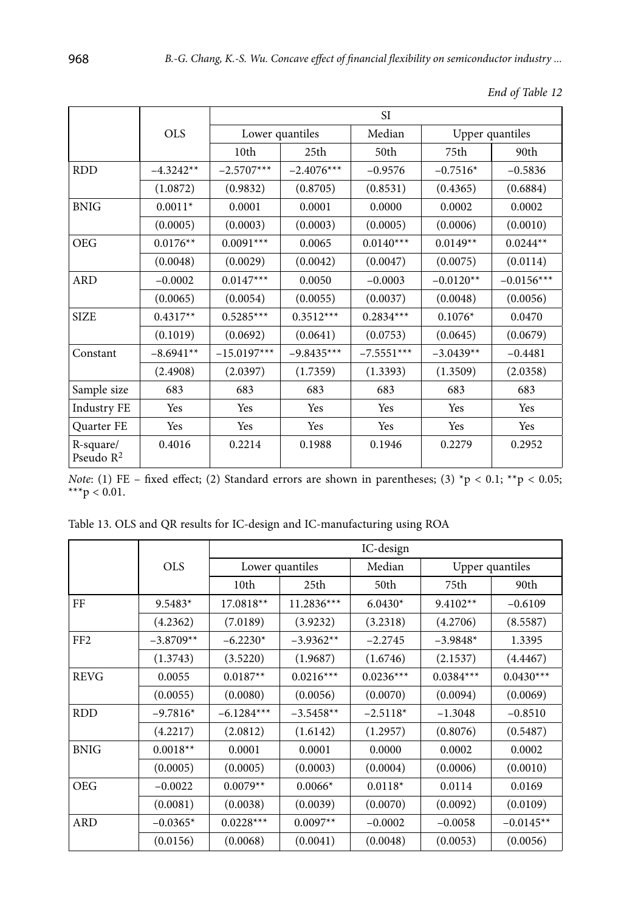*End of Table 12*

| | OLS | SI | | | | |
|---|---|---|---|---|---|---|
| | | Lower quantiles | | Median | Upper quantiles | |
| | | 10th | 25th | 50th | 75th | 90th |
| RDD | −4.3242** | −2.5707*** | −2.4076*** | −0.9576 | −0.7516* | −0.5836 |
| | (1.0872) | (0.9832) | (0.8705) | (0.8531) | (0.4365) | (0.6884) |
| BNIG | 0.0011* | 0.0001 | 0.0001 | 0.0000 | 0.0002 | 0.0002 |
| | (0.0005) | (0.0003) | (0.0003) | (0.0005) | (0.0006) | (0.0010) |
| OEG | 0.0176** | 0.0091*** | 0.0065 | 0.0140*** | 0.0149** | 0.0244** |
| | (0.0048) | (0.0029) | (0.0042) | (0.0047) | (0.0075) | (0.0114) |
| ARD | −0.0002 | 0.0147*** | 0.0050 | −0.0003 | −0.0120** | −0.0156*** |
| | (0.0065) | (0.0054) | (0.0055) | (0.0037) | (0.0048) | (0.0056) |
| SIZE | 0.4317** | 0.5285*** | 0.3512*** | 0.2834*** | 0.1076* | 0.0470 |
| | (0.1019) | (0.0692) | (0.0641) | (0.0753) | (0.0645) | (0.0679) |
| Constant | −8.6941** | −15.0197*** | −9.8435*** | −7.5551*** | −3.0439** | −0.4481 |
| | (2.4908) | (2.0397) | (1.7359) | (1.3393) | (1.3509) | (2.0358) |
| Sample size | 683 | 683 | 683 | 683 | 683 | 683 |
| Industry FE | Yes | Yes | Yes | Yes | Yes | Yes |
| Quarter FE | Yes | Yes | Yes | Yes | Yes | Yes |
| R-square/ Pseudo $R^2$ | 0.4016 | 0.2214 | 0.1988 | 0.1946 | 0.2279 | 0.2952 |

*Note*: (1) FE – fixed effect; (2) Standard errors are shown in parentheses; (3) *p < 0.1; **p < 0.05; ***p < 0.01.

Table 13. OLS and QR results for IC-design and IC-manufacturing using ROA

| | OLS | IC-design | | | | |
|---|---|---|---|---|---|---|
| | | Lower quantiles | | Median | Upper quantiles | |
| | | 10th | 25th | 50th | 75th | 90th |
| FF | 9.5483* | 17.0818** | 11.2836*** | 6.0430* | 9.4102** | −0.6109 |
| | (4.2362) | (7.0189) | (3.9232) | (3.2318) | (4.2706) | (8.5587) |
| FF2 | −3.8709** | −6.2230* | −3.9362** | −2.2745 | −3.9848* | 1.3395 |
| | (1.3743) | (3.5220) | (1.9687) | (1.6746) | (2.1537) | (4.4467) |
| REVG | 0.0055 | 0.0187** | 0.0216*** | 0.0236*** | 0.0384*** | 0.0430*** |
| | (0.0055) | (0.0080) | (0.0056) | (0.0070) | (0.0094) | (0.0069) |
| RDD | −9.7816* | −6.1284*** | −3.5458** | −2.5118* | −1.3048 | −0.8510 |
| | (4.2217) | (2.0812) | (1.6142) | (1.2957) | (0.8076) | (0.5487) |
| BNIG | 0.0018** | 0.0001 | 0.0001 | 0.0000 | 0.0002 | 0.0002 |
| | (0.0005) | (0.0005) | (0.0003) | (0.0004) | (0.0006) | (0.0010) |
| OEG | −0.0022 | 0.0079** | 0.0066* | 0.0118* | 0.0114 | 0.0169 |
| | (0.0081) | (0.0038) | (0.0039) | (0.0070) | (0.0092) | (0.0109) |
| ARD | −0.0365* | 0.0228*** | 0.0097** | −0.0002 | −0.0058 | −0.0145** |
| | (0.0156) | (0.0068) | (0.0041) | (0.0048) | (0.0053) | (0.0056) |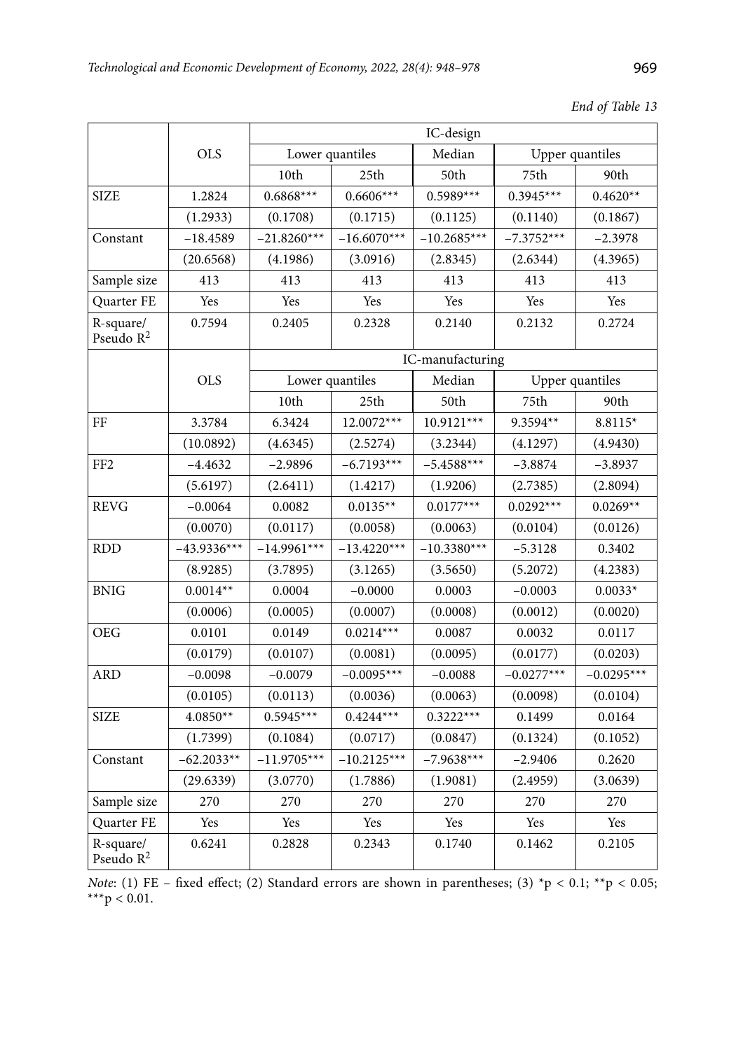*End of Table 13*

| | OLS | IC-design | | | | |
|---|---|---|---|---|---|---|
| | | Lower quantiles | | Median | Upper quantiles | |
| | | 10th | 25th | 50th | 75th | 90th |
| SIZE | 1.2824 | 0.6868*** | 0.6606*** | 0.5989*** | 0.3945*** | 0.4620** |
| | (1.2933) | (0.1708) | (0.1715) | (0.1125) | (0.1140) | (0.1867) |
| Constant | −18.4589 | −21.8260*** | −16.6070*** | −10.2685*** | −7.3752*** | −2.3978 |
| | (20.6568) | (4.1986) | (3.0916) | (2.8345) | (2.6344) | (4.3965) |
| Sample size | 413 | 413 | 413 | 413 | 413 | 413 |
| Quarter FE | Yes | Yes | Yes | Yes | Yes | Yes |
| R-square/ Pseudo $R^2$ | 0.7594 | 0.2405 | 0.2328 | 0.2140 | 0.2132 | 0.2724 |
| | OLS | IC-manufacturing | | | | |
| | | Lower quantiles | | Median | Upper quantiles | |
| | | 10th | 25th | 50th | 75th | 90th |
| FF | 3.3784 | 6.3424 | 12.0072*** | 10.9121*** | 9.3594** | 8.8115* |
| | (10.0892) | (4.6345) | (2.5274) | (3.2344) | (4.1297) | (4.9430) |
| FF2 | −4.4632 | −2.9896 | −6.7193*** | −5.4588*** | −3.8874 | −3.8937 |
| | (5.6197) | (2.6411) | (1.4217) | (1.9206) | (2.7385) | (2.8094) |
| REVG | −0.0064 | 0.0082 | 0.0135** | 0.0177*** | 0.0292*** | 0.0269** |
| | (0.0070) | (0.0117) | (0.0058) | (0.0063) | (0.0104) | (0.0126) |
| RDD | −43.9336*** | −14.9961*** | −13.4220*** | −10.3380*** | −5.3128 | 0.3402 |
| | (8.9285) | (3.7895) | (3.1265) | (3.5650) | (5.2072) | (4.2383) |
| BNIG | 0.0014** | 0.0004 | −0.0000 | 0.0003 | −0.0003 | 0.0033* |
| | (0.0006) | (0.0005) | (0.0007) | (0.0008) | (0.0012) | (0.0020) |
| OEG | 0.0101 | 0.0149 | 0.0214*** | 0.0087 | 0.0032 | 0.0117 |
| | (0.0179) | (0.0107) | (0.0081) | (0.0095) | (0.0177) | (0.0203) |
| ARD | −0.0098 | −0.0079 | −0.0095*** | −0.0088 | −0.0277*** | −0.0295*** |
| | (0.0105) | (0.0113) | (0.0036) | (0.0063) | (0.0098) | (0.0104) |
| SIZE | 4.0850** | 0.5945*** | 0.4244*** | 0.3222*** | 0.1499 | 0.0164 |
| | (1.7399) | (0.1084) | (0.0717) | (0.0847) | (0.1324) | (0.1052) |
| Constant | −62.2033** | −11.9705*** | −10.2125*** | −7.9638*** | −2.9406 | 0.2620 |
| | (29.6339) | (3.0770) | (1.7886) | (1.9081) | (2.4959) | (3.0639) |
| Sample size | 270 | 270 | 270 | 270 | 270 | 270 |
| Quarter FE | Yes | Yes | Yes | Yes | Yes | Yes |
| R-square/ Pseudo $R^2$ | 0.6241 | 0.2828 | 0.2343 | 0.1740 | 0.1462 | 0.2105 |

*Note*: (1) FE – fixed effect; (2) Standard errors are shown in parentheses; (3) *$p < 0.1$; **$p < 0.05$; ***$p < 0.01$.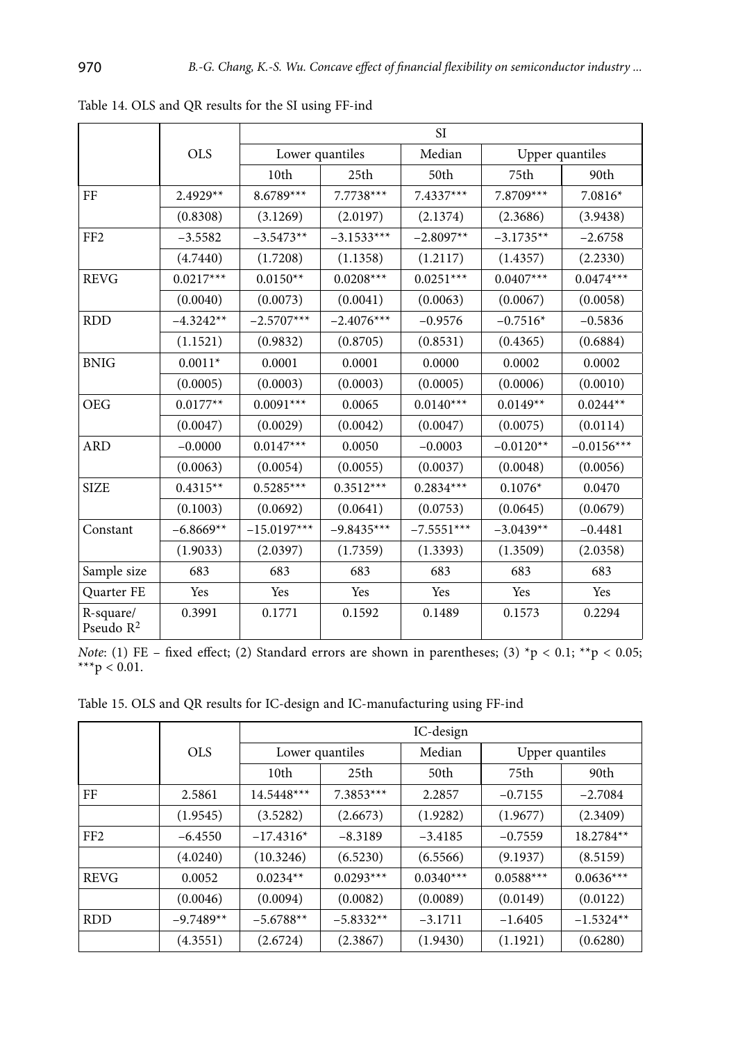Table 14. OLS and QR results for the SI using FF-ind

| | OLS | SI | | | | |
|---|---|---|---|---|---|---|
| | | Lower quantiles | | Median | Upper quantiles | |
| | | 10th | 25th | 50th | 75th | 90th |
| FF | 2.4929** | 8.6789*** | 7.7738*** | 7.4337*** | 7.8709*** | 7.0816* |
| | (0.8308) | (3.1269) | (2.0197) | (2.1374) | (2.3686) | (3.9438) |
| FF2 | −3.5582 | −3.5473** | −3.1533*** | −2.8097** | −3.1735** | −2.6758 |
| | (4.7440) | (1.7208) | (1.1358) | (1.2117) | (1.4357) | (2.2330) |
| REVG | 0.0217*** | 0.0150** | 0.0208*** | 0.0251*** | 0.0407*** | 0.0474*** |
| | (0.0040) | (0.0073) | (0.0041) | (0.0063) | (0.0067) | (0.0058) |
| RDD | −4.3242** | −2.5707*** | −2.4076*** | −0.9576 | −0.7516* | −0.5836 |
| | (1.1521) | (0.9832) | (0.8705) | (0.8531) | (0.4365) | (0.6884) |
| BNIG | 0.0011* | 0.0001 | 0.0001 | 0.0000 | 0.0002 | 0.0002 |
| | (0.0005) | (0.0003) | (0.0003) | (0.0005) | (0.0006) | (0.0010) |
| OEG | 0.0177** | 0.0091*** | 0.0065 | 0.0140*** | 0.0149** | 0.0244** |
| | (0.0047) | (0.0029) | (0.0042) | (0.0047) | (0.0075) | (0.0114) |
| ARD | −0.0000 | 0.0147*** | 0.0050 | −0.0003 | −0.0120** | −0.0156*** |
| | (0.0063) | (0.0054) | (0.0055) | (0.0037) | (0.0048) | (0.0056) |
| SIZE | 0.4315** | 0.5285*** | 0.3512*** | 0.2834*** | 0.1076* | 0.0470 |
| | (0.1003) | (0.0692) | (0.0641) | (0.0753) | (0.0645) | (0.0679) |
| Constant | −6.8669** | −15.0197*** | −9.8435*** | −7.5551*** | −3.0439** | −0.4481 |
| | (1.9033) | (2.0397) | (1.7359) | (1.3393) | (1.3509) | (2.0358) |
| Sample size | 683 | 683 | 683 | 683 | 683 | 683 |
| Quarter FE | Yes | Yes | Yes | Yes | Yes | Yes |
| R-square/ Pseudo $R^2$ | 0.3991 | 0.1771 | 0.1592 | 0.1489 | 0.1573 | 0.2294 |

*Note*: (1) FE – fixed effect; (2) Standard errors are shown in parentheses; (3) \*p < 0.1; \*\*p < 0.05; \*\*\*p < 0.01.

Table 15. OLS and QR results for IC-design and IC-manufacturing using FF-ind

| | OLS | IC-design | | | | |
|---|---|---|---|---|---|---|
| | | Lower quantiles | | Median | Upper quantiles | |
| | | 10th | 25th | 50th | 75th | 90th |
| FF | 2.5861 | 14.5448*** | 7.3853*** | 2.2857 | −0.7155 | −2.7084 |
| | (1.9545) | (3.5282) | (2.6673) | (1.9282) | (1.9677) | (2.3409) |
| FF2 | −6.4550 | −17.4316* | −8.3189 | −3.4185 | −0.7559 | 18.2784** |
| | (4.0240) | (10.3246) | (6.5230) | (6.5566) | (9.1937) | (8.5159) |
| REVG | 0.0052 | 0.0234** | 0.0293*** | 0.0340*** | 0.0588*** | 0.0636*** |
| | (0.0046) | (0.0094) | (0.0082) | (0.0089) | (0.0149) | (0.0122) |
| RDD | −9.7489** | −5.6788** | −5.8332** | −3.1711 | −1.6405 | −1.5324** |
| | (4.3551) | (2.6724) | (2.3867) | (1.9430) | (1.1921) | (0.6280) |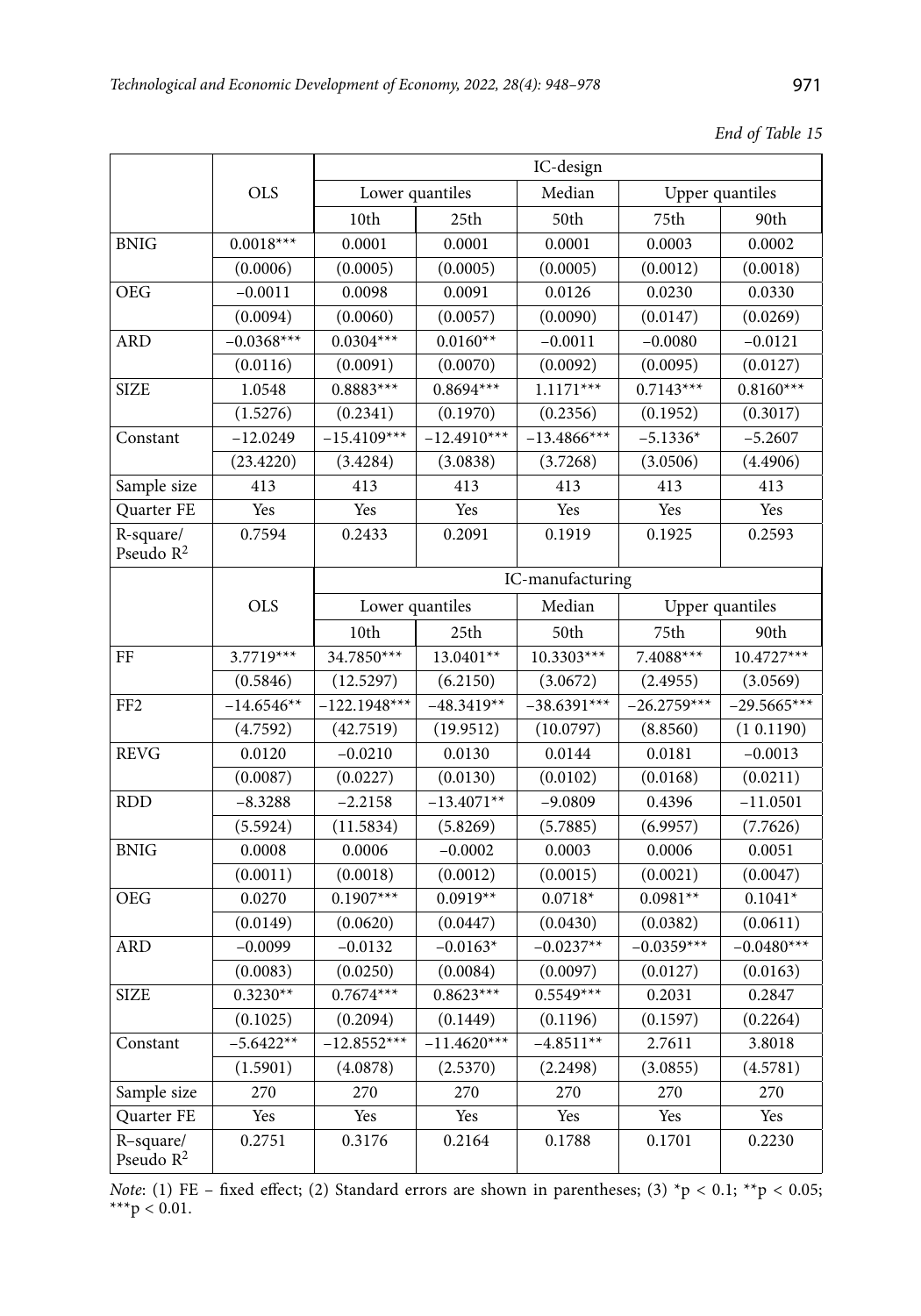*End of Table 15*

| | OLS | IC-design | | | | |
|---|---|---|---|---|---|---|
| | | Lower quantiles | | Median | Upper quantiles | |
| | | 10th | 25th | 50th | 75th | 90th |
| BNIG | 0.0018*** | 0.0001 | 0.0001 | 0.0001 | 0.0003 | 0.0002 |
| | (0.0006) | (0.0005) | (0.0005) | (0.0005) | (0.0012) | (0.0018) |
| OEG | −0.0011 | 0.0098 | 0.0091 | 0.0126 | 0.0230 | 0.0330 |
| | (0.0094) | (0.0060) | (0.0057) | (0.0090) | (0.0147) | (0.0269) |
| ARD | −0.0368*** | 0.0304*** | 0.0160** | −0.0011 | −0.0080 | −0.0121 |
| | (0.0116) | (0.0091) | (0.0070) | (0.0092) | (0.0095) | (0.0127) |
| SIZE | 1.0548 | 0.8883*** | 0.8694*** | 1.1171*** | 0.7143*** | 0.8160*** |
| | (1.5276) | (0.2341) | (0.1970) | (0.2356) | (0.1952) | (0.3017) |
| Constant | −12.0249 | −15.4109*** | −12.4910*** | −13.4866*** | −5.1336* | −5.2607 |
| | (23.4220) | (3.4284) | (3.0838) | (3.7268) | (3.0506) | (4.4906) |
| Sample size | 413 | 413 | 413 | 413 | 413 | 413 |
| Quarter FE | Yes | Yes | Yes | Yes | Yes | Yes |
| R-square/ Pseudo $R^2$ | 0.7594 | 0.2433 | 0.2091 | 0.1919 | 0.1925 | 0.2593 |
| | OLS | IC-manufacturing | | | | |
| | | Lower quantiles | | Median | Upper quantiles | |
| | | 10th | 25th | 50th | 75th | 90th |
| FF | 3.7719*** | 34.7850*** | 13.0401** | 10.3303*** | 7.4088*** | 10.4727*** |
| | (0.5846) | (12.5297) | (6.2150) | (3.0672) | (2.4955) | (3.0569) |
| FF2 | −14.6546** | −122.1948*** | −48.3419** | −38.6391*** | −26.2759*** | −29.5665*** |
| | (4.7592) | (42.7519) | (19.9512) | (10.0797) | (8.8560) | (1 0.1190) |
| REVG | 0.0120 | −0.0210 | 0.0130 | 0.0144 | 0.0181 | −0.0013 |
| | (0.0087) | (0.0227) | (0.0130) | (0.0102) | (0.0168) | (0.0211) |
| RDD | −8.3288 | −2.2158 | −13.4071** | −9.0809 | 0.4396 | −11.0501 |
| | (5.5924) | (11.5834) | (5.8269) | (5.7885) | (6.9957) | (7.7626) |
| BNIG | 0.0008 | 0.0006 | −0.0002 | 0.0003 | 0.0006 | 0.0051 |
| | (0.0011) | (0.0018) | (0.0012) | (0.0015) | (0.0021) | (0.0047) |
| OEG | 0.0270 | 0.1907*** | 0.0919** | 0.0718* | 0.0981** | 0.1041* |
| | (0.0149) | (0.0620) | (0.0447) | (0.0430) | (0.0382) | (0.0611) |
| ARD | −0.0099 | −0.0132 | −0.0163* | −0.0237** | −0.0359*** | −0.0480*** |
| | (0.0083) | (0.0250) | (0.0084) | (0.0097) | (0.0127) | (0.0163) |
| SIZE | 0.3230** | 0.7674*** | 0.8623*** | 0.5549*** | 0.2031 | 0.2847 |
| | (0.1025) | (0.2094) | (0.1449) | (0.1196) | (0.1597) | (0.2264) |
| Constant | −5.6422** | −12.8552*** | −11.4620*** | −4.8511** | 2.7611 | 3.8018 |
| | (1.5901) | (4.0878) | (2.5370) | (2.2498) | (3.0855) | (4.5781) |
| Sample size | 270 | 270 | 270 | 270 | 270 | 270 |
| Quarter FE | Yes | Yes | Yes | Yes | Yes | Yes |
| R–square/ Pseudo $R^2$ | 0.2751 | 0.3176 | 0.2164 | 0.1788 | 0.1701 | 0.2230 |

*Note*: (1) FE – fixed effect; (2) Standard errors are shown in parentheses; (3) $^{*}p < 0.1$; $^{**}p < 0.05$; $^{***}p < 0.01$.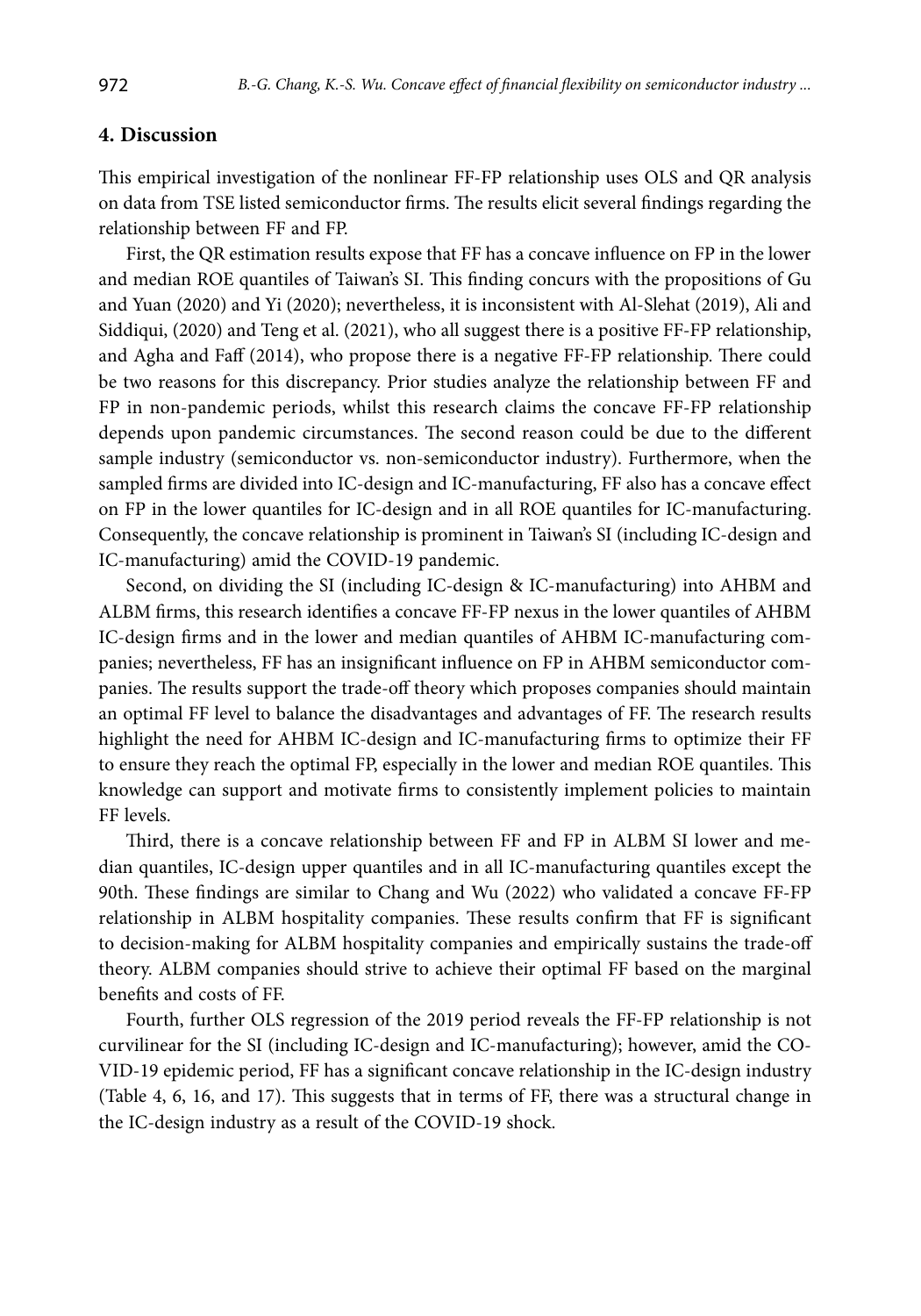## 4. Discussion

This empirical investigation of the nonlinear FF-FP relationship uses OLS and QR analysis on data from TSE listed semiconductor firms. The results elicit several findings regarding the relationship between FF and FP.

First, the QR estimation results expose that FF has a concave influence on FP in the lower and median ROE quantiles of Taiwan's SI. This finding concurs with the propositions of Gu and Yuan (2020) and Yi (2020); nevertheless, it is inconsistent with Al-Slehat (2019), Ali and Siddiqui, (2020) and Teng et al. (2021), who all suggest there is a positive FF-FP relationship, and Agha and Faff (2014), who propose there is a negative FF-FP relationship. There could be two reasons for this discrepancy. Prior studies analyze the relationship between FF and FP in non-pandemic periods, whilst this research claims the concave FF-FP relationship depends upon pandemic circumstances. The second reason could be due to the different sample industry (semiconductor vs. non-semiconductor industry). Furthermore, when the sampled firms are divided into IC-design and IC-manufacturing, FF also has a concave effect on FP in the lower quantiles for IC-design and in all ROE quantiles for IC-manufacturing. Consequently, the concave relationship is prominent in Taiwan's SI (including IC-design and IC-manufacturing) amid the COVID-19 pandemic.

Second, on dividing the SI (including IC-design & IC-manufacturing) into AHBM and ALBM firms, this research identifies a concave FF-FP nexus in the lower quantiles of AHBM IC-design firms and in the lower and median quantiles of AHBM IC-manufacturing companies; nevertheless, FF has an insignificant influence on FP in AHBM semiconductor companies. The results support the trade-off theory which proposes companies should maintain an optimal FF level to balance the disadvantages and advantages of FF. The research results highlight the need for AHBM IC-design and IC-manufacturing firms to optimize their FF to ensure they reach the optimal FP, especially in the lower and median ROE quantiles. This knowledge can support and motivate firms to consistently implement policies to maintain FF levels.

Third, there is a concave relationship between FF and FP in ALBM SI lower and median quantiles, IC-design upper quantiles and in all IC-manufacturing quantiles except the 90th. These findings are similar to Chang and Wu (2022) who validated a concave FF-FP relationship in ALBM hospitality companies. These results confirm that FF is significant to decision-making for ALBM hospitality companies and empirically sustains the trade-off theory. ALBM companies should strive to achieve their optimal FF based on the marginal benefits and costs of FF.

Fourth, further OLS regression of the 2019 period reveals the FF-FP relationship is not curvilinear for the SI (including IC-design and IC-manufacturing); however, amid the COVID-19 epidemic period, FF has a significant concave relationship in the IC-design industry (Table 4, 6, 16, and 17). This suggests that in terms of FF, there was a structural change in the IC-design industry as a result of the COVID-19 shock.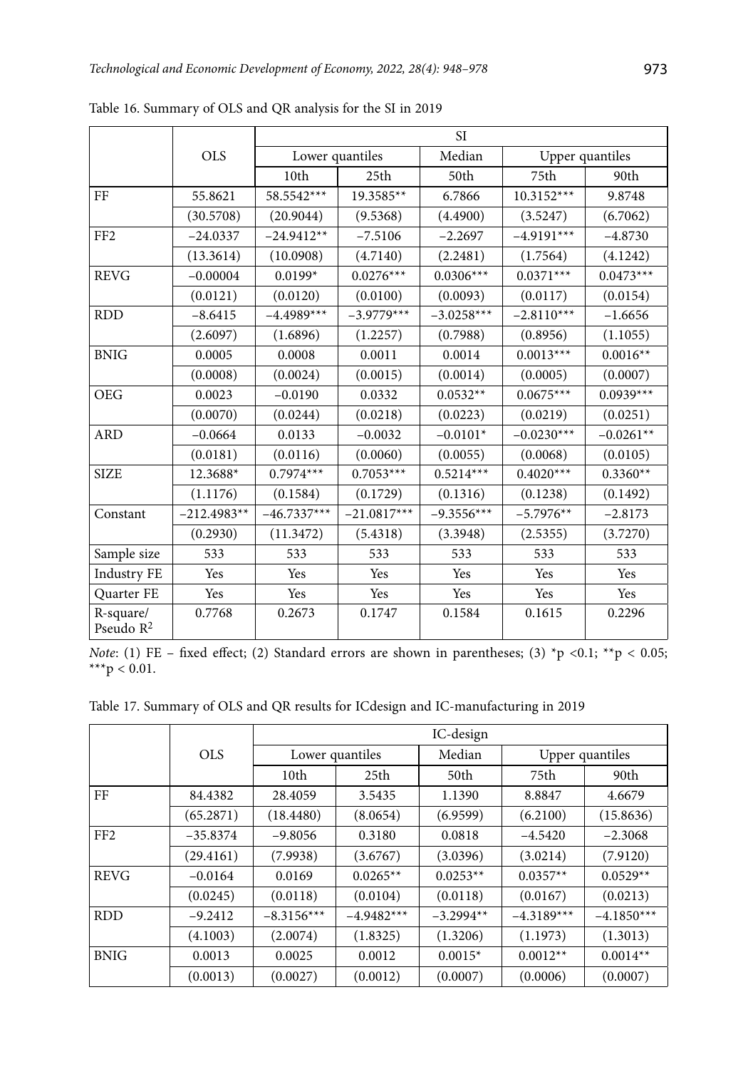Table 16. Summary of OLS and QR analysis for the SI in 2019

| | OLS | SI | | | | |
|---|---|---|---|---|---|---|
| | | Lower quantiles | | Median | Upper quantiles | |
| | | 10th | 25th | 50th | 75th | 90th |
| FF | 55.8621 | 58.5542*** | 19.3585** | 6.7866 | 10.3152*** | 9.8748 |
| | (30.5708) | (20.9044) | (9.5368) | (4.4900) | (3.5247) | (6.7062) |
| FF2 | −24.0337 | −24.9412** | −7.5106 | −2.2697 | −4.9191*** | −4.8730 |
| | (13.3614) | (10.0908) | (4.7140) | (2.2481) | (1.7564) | (4.1242) |
| REVG | −0.00004 | 0.0199* | 0.0276*** | 0.0306*** | 0.0371*** | 0.0473*** |
| | (0.0121) | (0.0120) | (0.0100) | (0.0093) | (0.0117) | (0.0154) |
| RDD | −8.6415 | −4.4989*** | −3.9779*** | −3.0258*** | −2.8110*** | −1.6656 |
| | (2.6097) | (1.6896) | (1.2257) | (0.7988) | (0.8956) | (1.1055) |
| BNIG | 0.0005 | 0.0008 | 0.0011 | 0.0014 | 0.0013*** | 0.0016** |
| | (0.0008) | (0.0024) | (0.0015) | (0.0014) | (0.0005) | (0.0007) |
| OEG | 0.0023 | −0.0190 | 0.0332 | 0.0532** | 0.0675*** | 0.0939*** |
| | (0.0070) | (0.0244) | (0.0218) | (0.0223) | (0.0219) | (0.0251) |
| ARD | −0.0664 | 0.0133 | −0.0032 | −0.0101* | −0.0230*** | −0.0261** |
| | (0.0181) | (0.0116) | (0.0060) | (0.0055) | (0.0068) | (0.0105) |
| SIZE | 12.3688* | 0.7974*** | 0.7053*** | 0.5214*** | 0.4020*** | 0.3360** |
| | (1.1176) | (0.1584) | (0.1729) | (0.1316) | (0.1238) | (0.1492) |
| Constant | −212.4983** | −46.7337*** | −21.0817*** | −9.3556*** | −5.7976** | −2.8173 |
| | (0.2930) | (11.3472) | (5.4318) | (3.3948) | (2.5355) | (3.7270) |
| Sample size | 533 | 533 | 533 | 533 | 533 | 533 |
| Industry FE | Yes | Yes | Yes | Yes | Yes | Yes |
| Quarter FE | Yes | Yes | Yes | Yes | Yes | Yes |
| R-square/ Pseudo $R^2$ | 0.7768 | 0.2673 | 0.1747 | 0.1584 | 0.1615 | 0.2296 |

*Note*: (1) FE – fixed effect; (2) Standard errors are shown in parentheses; (3) \*p <0.1; \*\*p < 0.05; \*\*\*p < 0.01.

Table 17. Summary of OLS and QR results for ICdesign and IC-manufacturing in 2019

| | OLS | IC-design | | | | |
|---|---|---|---|---|---|---|
| | | Lower quantiles | | Median | Upper quantiles | |
| | | 10th | 25th | 50th | 75th | 90th |
| FF | 84.4382 | 28.4059 | 3.5435 | 1.1390 | 8.8847 | 4.6679 |
| | (65.2871) | (18.4480) | (8.0654) | (6.9599) | (6.2100) | (15.8636) |
| FF2 | −35.8374 | −9.8056 | 0.3180 | 0.0818 | −4.5420 | −2.3068 |
| | (29.4161) | (7.9938) | (3.6767) | (3.0396) | (3.0214) | (7.9120) |
| REVG | −0.0164 | 0.0169 | 0.0265** | 0.0253** | 0.0357** | 0.0529** |
| | (0.0245) | (0.0118) | (0.0104) | (0.0118) | (0.0167) | (0.0213) |
| RDD | −9.2412 | −8.3156*** | −4.9482*** | −3.2994** | −4.3189*** | −4.1850*** |
| | (4.1003) | (2.0074) | (1.8325) | (1.3206) | (1.1973) | (1.3013) |
| BNIG | 0.0013 | 0.0025 | 0.0012 | 0.0015* | 0.0012** | 0.0014** |
| | (0.0013) | (0.0027) | (0.0012) | (0.0007) | (0.0006) | (0.0007) |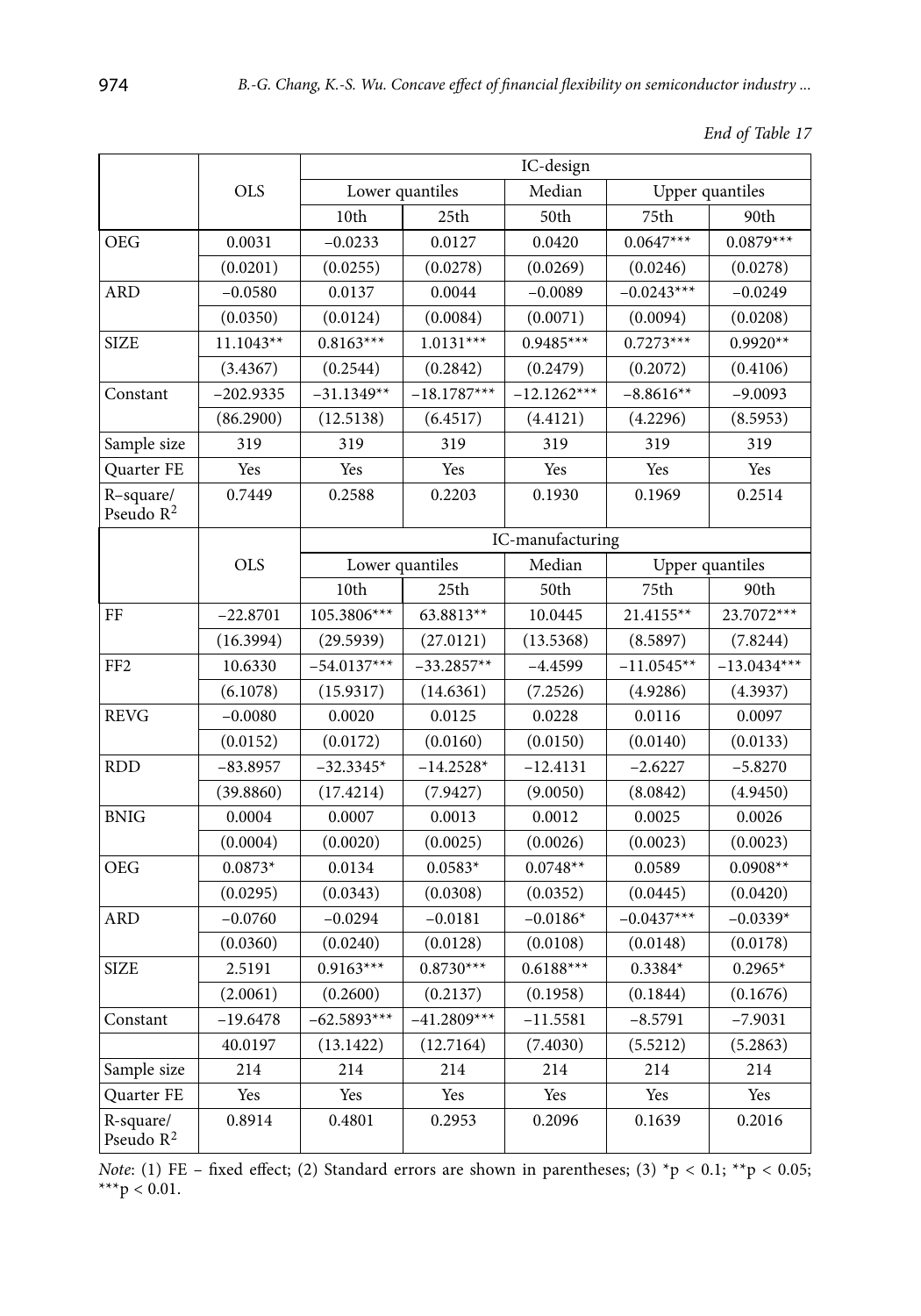*End of Table 17*

| | OLS | IC-design | | | | |
|---|---|---|---|---|---|---|
| | | Lower quantiles | | Median | Upper quantiles | |
| | | 10th | 25th | 50th | 75th | 90th |
| OEG | 0.0031 | −0.0233 | 0.0127 | 0.0420 | 0.0647*** | 0.0879*** |
| | (0.0201) | (0.0255) | (0.0278) | (0.0269) | (0.0246) | (0.0278) |
| ARD | −0.0580 | 0.0137 | 0.0044 | −0.0089 | −0.0243*** | −0.0249 |
| | (0.0350) | (0.0124) | (0.0084) | (0.0071) | (0.0094) | (0.0208) |
| SIZE | 11.1043** | 0.8163*** | 1.0131*** | 0.9485*** | 0.7273*** | 0.9920** |
| | (3.4367) | (0.2544) | (0.2842) | (0.2479) | (0.2072) | (0.4106) |
| Constant | −202.9335 | −31.1349** | −18.1787*** | −12.1262*** | −8.8616** | −9.0093 |
| | (86.2900) | (12.5138) | (6.4517) | (4.4121) | (4.2296) | (8.5953) |
| Sample size | 319 | 319 | 319 | 319 | 319 | 319 |
| Quarter FE | Yes | Yes | Yes | Yes | Yes | Yes |
| R–square/ Pseudo $R^2$ | 0.7449 | 0.2588 | 0.2203 | 0.1930 | 0.1969 | 0.2514 |
| | OLS | IC-manufacturing | | | | |
| | | Lower quantiles | | Median | Upper quantiles | |
| | | 10th | 25th | 50th | 75th | 90th |
| FF | −22.8701 | 105.3806*** | 63.8813** | 10.0445 | 21.4155** | 23.7072*** |
| | (16.3994) | (29.5939) | (27.0121) | (13.5368) | (8.5897) | (7.8244) |
| FF2 | 10.6330 | −54.0137*** | −33.2857** | −4.4599 | −11.0545** | −13.0434*** |
| | (6.1078) | (15.9317) | (14.6361) | (7.2526) | (4.9286) | (4.3937) |
| REVG | −0.0080 | 0.0020 | 0.0125 | 0.0228 | 0.0116 | 0.0097 |
| | (0.0152) | (0.0172) | (0.0160) | (0.0150) | (0.0140) | (0.0133) |
| RDD | −83.8957 | −32.3345* | −14.2528* | −12.4131 | −2.6227 | −5.8270 |
| | (39.8860) | (17.4214) | (7.9427) | (9.0050) | (8.0842) | (4.9450) |
| BNIG | 0.0004 | 0.0007 | 0.0013 | 0.0012 | 0.0025 | 0.0026 |
| | (0.0004) | (0.0020) | (0.0025) | (0.0026) | (0.0023) | (0.0023) |
| OEG | 0.0873* | 0.0134 | 0.0583* | 0.0748** | 0.0589 | 0.0908** |
| | (0.0295) | (0.0343) | (0.0308) | (0.0352) | (0.0445) | (0.0420) |
| ARD | −0.0760 | −0.0294 | −0.0181 | −0.0186* | −0.0437*** | −0.0339* |
| | (0.0360) | (0.0240) | (0.0128) | (0.0108) | (0.0148) | (0.0178) |
| SIZE | 2.5191 | 0.9163*** | 0.8730*** | 0.6188*** | 0.3384* | 0.2965* |
| | (2.0061) | (0.2600) | (0.2137) | (0.1958) | (0.1844) | (0.1676) |
| Constant | −19.6478 | −62.5893*** | −41.2809*** | −11.5581 | −8.5791 | −7.9031 |
| | 40.0197 | (13.1422) | (12.7164) | (7.4030) | (5.5212) | (5.2863) |
| Sample size | 214 | 214 | 214 | 214 | 214 | 214 |
| Quarter FE | Yes | Yes | Yes | Yes | Yes | Yes |
| R-square/ Pseudo $R^2$ | 0.8914 | 0.4801 | 0.2953 | 0.2096 | 0.1639 | 0.2016 |

*Note*: (1) FE – fixed effect; (2) Standard errors are shown in parentheses; (3) *$p < 0.1$; **$p < 0.05$; ***$p < 0.01$.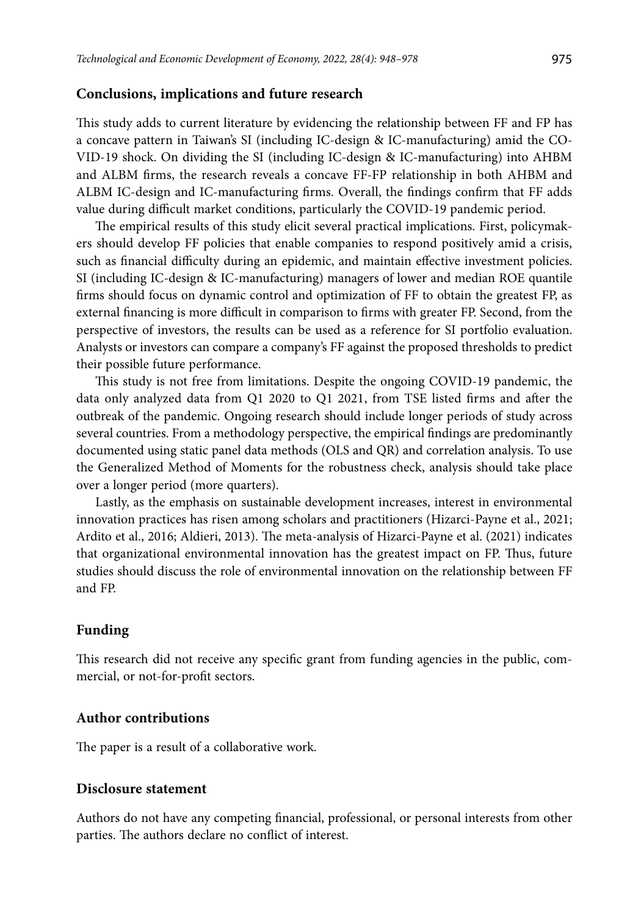## Conclusions, implications and future research

This study adds to current literature by evidencing the relationship between FF and FP has a concave pattern in Taiwan's SI (including IC-design & IC-manufacturing) amid the COVID-19 shock. On dividing the SI (including IC-design & IC-manufacturing) into AHBM and ALBM firms, the research reveals a concave FF-FP relationship in both AHBM and ALBM IC-design and IC-manufacturing firms. Overall, the findings confirm that FF adds value during difficult market conditions, particularly the COVID-19 pandemic period.

The empirical results of this study elicit several practical implications. First, policymakers should develop FF policies that enable companies to respond positively amid a crisis, such as financial difficulty during an epidemic, and maintain effective investment policies. SI (including IC-design & IC-manufacturing) managers of lower and median ROE quantile firms should focus on dynamic control and optimization of FF to obtain the greatest FP, as external financing is more difficult in comparison to firms with greater FP. Second, from the perspective of investors, the results can be used as a reference for SI portfolio evaluation. Analysts or investors can compare a company's FF against the proposed thresholds to predict their possible future performance.

This study is not free from limitations. Despite the ongoing COVID-19 pandemic, the data only analyzed data from Q1 2020 to Q1 2021, from TSE listed firms and after the outbreak of the pandemic. Ongoing research should include longer periods of study across several countries. From a methodology perspective, the empirical findings are predominantly documented using static panel data methods (OLS and QR) and correlation analysis. To use the Generalized Method of Moments for the robustness check, analysis should take place over a longer period (more quarters).

Lastly, as the emphasis on sustainable development increases, interest in environmental innovation practices has risen among scholars and practitioners (Hizarci-Payne et al., 2021; Ardito et al., 2016; Aldieri, 2013). The meta-analysis of Hizarci-Payne et al. (2021) indicates that organizational environmental innovation has the greatest impact on FP. Thus, future studies should discuss the role of environmental innovation on the relationship between FF and FP.

## Funding

This research did not receive any specific grant from funding agencies in the public, commercial, or not-for-profit sectors.

## Author contributions

The paper is a result of a collaborative work.

## Disclosure statement

Authors do not have any competing financial, professional, or personal interests from other parties. The authors declare no conflict of interest.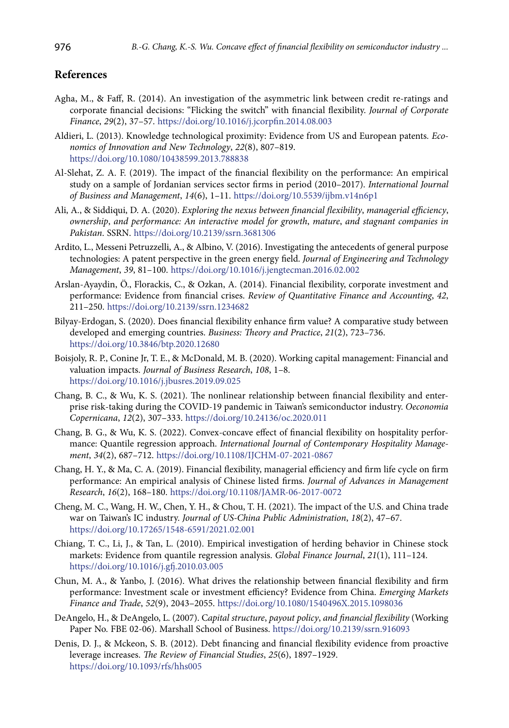## References

Agha, M., & Faff, R. (2014). An investigation of the asymmetric link between credit re-ratings and corporate financial decisions: "Flicking the switch" with financial flexibility. *Journal of Corporate Finance*, *29*(2), 37–57. https://doi.org/10.1016/j.jcorpfin.2014.08.003

Aldieri, L. (2013). Knowledge technological proximity: Evidence from US and European patents. *Economics of Innovation and New Technology*, *22*(8), 807–819. https://doi.org/10.1080/10438599.2013.788838

Al-Slehat, Z. A. F. (2019). The impact of the financial flexibility on the performance: An empirical study on a sample of Jordanian services sector firms in period (2010–2017). *International Journal of Business and Management*, *14*(6), 1–11. https://doi.org/10.5539/ijbm.v14n6p1

Ali, A., & Siddiqui, D. A. (2020). *Exploring the nexus between financial flexibility, managerial efficiency, ownership, and performance: An interactive model for growth, mature, and stagnant companies in Pakistan*. SSRN. https://doi.org/10.2139/ssrn.3681306

Ardito, L., Messeni Petruzzelli, A., & Albino, V. (2016). Investigating the antecedents of general purpose technologies: A patent perspective in the green energy field. *Journal of Engineering and Technology Management*, *39*, 81–100. https://doi.org/10.1016/j.jengtecman.2016.02.002

Arslan-Ayaydin, Ö., Florackis, C., & Ozkan, A. (2014). Financial flexibility, corporate investment and performance: Evidence from financial crises. *Review of Quantitative Finance and Accounting*, *42*, 211–250. https://doi.org/10.2139/ssrn.1234682

Bilyay-Erdogan, S. (2020). Does financial flexibility enhance firm value? A comparative study between developed and emerging countries. *Business: Theory and Practice*, *21*(2), 723–736. https://doi.org/10.3846/btp.2020.12680

Boisjoly, R. P., Conine Jr, T. E., & McDonald, M. B. (2020). Working capital management: Financial and valuation impacts. *Journal of Business Research*, *108*, 1–8. https://doi.org/10.1016/j.jbusres.2019.09.025

Chang, B. C., & Wu, K. S. (2021). The nonlinear relationship between financial flexibility and enterprise risk-taking during the COVID-19 pandemic in Taiwan's semiconductor industry. *Oeconomia Copernicana*, *12*(2), 307–333. https://doi.org/10.24136/oc.2020.011

Chang, B. G., & Wu, K. S. (2022). Convex-concave effect of financial flexibility on hospitality performance: Quantile regression approach. *International Journal of Contemporary Hospitality Management*, *34*(2), 687–712. https://doi.org/10.1108/IJCHM-07-2021-0867

Chang, H. Y., & Ma, C. A. (2019). Financial flexibility, managerial efficiency and firm life cycle on firm performance: An empirical analysis of Chinese listed firms. *Journal of Advances in Management Research*, *16*(2), 168–180. https://doi.org/10.1108/JAMR-06-2017-0072

Cheng, M. C., Wang, H. W., Chen, Y. H., & Chou, T. H. (2021). The impact of the U.S. and China trade war on Taiwan's IC industry. *Journal of US-China Public Administration*, *18*(2), 47–67. https://doi.org/10.17265/1548-6591/2021.02.001

Chiang, T. C., Li, J., & Tan, L. (2010). Empirical investigation of herding behavior in Chinese stock markets: Evidence from quantile regression analysis. *Global Finance Journal*, *21*(1), 111–124. https://doi.org/10.1016/j.gfj.2010.03.005

Chun, M. A., & Yanbo, J. (2016). What drives the relationship between financial flexibility and firm performance: Investment scale or investment efficiency? Evidence from China. *Emerging Markets Finance and Trade*, *52*(9), 2043–2055. https://doi.org/10.1080/1540496X.2015.1098036

DeAngelo, H., & DeAngelo, L. (2007). *Capital structure, payout policy, and financial flexibility* (Working Paper No. FBE 02-06). Marshall School of Business. https://doi.org/10.2139/ssrn.916093

Denis, D. J., & Mckeon, S. B. (2012). Debt financing and financial flexibility evidence from proactive leverage increases. *The Review of Financial Studies*, *25*(6), 1897–1929. https://doi.org/10.1093/rfs/hhs005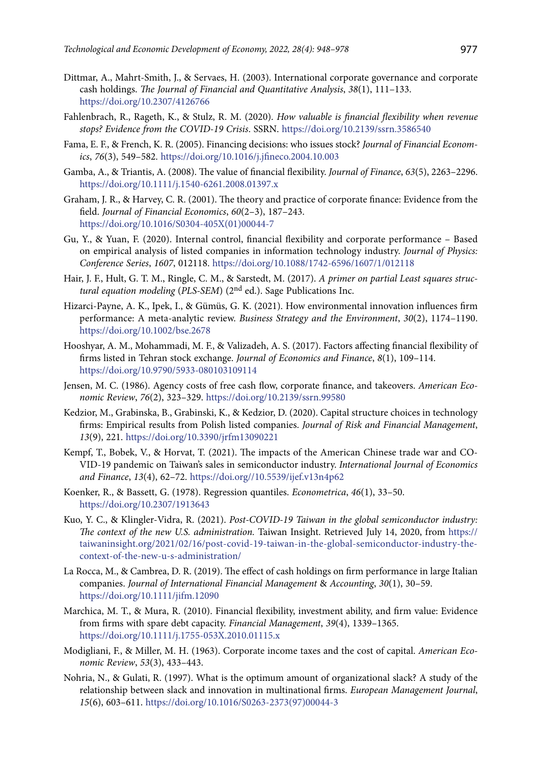Dittmar, A., Mahrt-Smith, J., & Servaes, H. (2003). International corporate governance and corporate cash holdings. *The Journal of Financial and Quantitative Analysis*, *38*(1), 111–133. https://doi.org/10.2307/4126766

Fahlenbrach, R., Rageth, K., & Stulz, R. M. (2020). *How valuable is financial flexibility when revenue stops? Evidence from the COVID-19 Crisis*. SSRN. https://doi.org/10.2139/ssrn.3586540

Fama, E. F., & French, K. R. (2005). Financing decisions: who issues stock? *Journal of Financial Economics*, *76*(3), 549–582. https://doi.org/10.1016/j.jfineco.2004.10.003

Gamba, A., & Triantis, A. (2008). The value of financial flexibility. *Journal of Finance*, *63*(5), 2263–2296. https://doi.org/10.1111/j.1540-6261.2008.01397.x

Graham, J. R., & Harvey, C. R. (2001). The theory and practice of corporate finance: Evidence from the field. *Journal of Financial Economics*, *60*(2–3), 187–243. https://doi.org/10.1016/S0304-405X(01)00044-7

Gu, Y., & Yuan, F. (2020). Internal control, financial flexibility and corporate performance – Based on empirical analysis of listed companies in information technology industry. *Journal of Physics: Conference Series*, *1607*, 012118. https://doi.org/10.1088/1742-6596/1607/1/012118

Hair, J. F., Hult, G. T. M., Ringle, C. M., & Sarstedt, M. (2017). *A primer on partial Least squares structural equation modeling* (*PLS-SEM*) (2nd ed.). Sage Publications Inc.

Hizarci-Payne, A. K., Ipek, I., & Gümüs, G. K. (2021). How environmental innovation influences firm performance: A meta-analytic review. *Business Strategy and the Environment*, *30*(2), 1174–1190. https://doi.org/10.1002/bse.2678

Hooshyar, A. M., Mohammadi, M. F., & Valizadeh, A. S. (2017). Factors affecting financial flexibility of firms listed in Tehran stock exchange. *Journal of Economics and Finance*, *8*(1), 109–114. https://doi.org/10.9790/5933-080103109114

Jensen, M. C. (1986). Agency costs of free cash flow, corporate finance, and takeovers. *American Economic Review*, *76*(2), 323–329. https://doi.org/10.2139/ssrn.99580

Kedzior, M., Grabinska, B., Grabinski, K., & Kedzior, D. (2020). Capital structure choices in technology firms: Empirical results from Polish listed companies. *Journal of Risk and Financial Management*, *13*(9), 221. https://doi.org/10.3390/jrfm13090221

Kempf, T., Bobek, V., & Horvat, T. (2021). The impacts of the American Chinese trade war and COVID-19 pandemic on Taiwan's sales in semiconductor industry. *International Journal of Economics and Finance*, *13*(4), 62–72. https://doi.org//10.5539/ijef.v13n4p62

Koenker, R., & Bassett, G. (1978). Regression quantiles. *Econometrica*, *46*(1), 33–50. https://doi.org/10.2307/1913643

Kuo, Y. C., & Klingler-Vidra, R. (2021). *Post-COVID-19 Taiwan in the global semiconductor industry: The context of the new U.S. administration.* Taiwan Insight. Retrieved July 14, 2020, from https://taiwaninsight.org/2021/02/16/post-covid-19-taiwan-in-the-global-semiconductor-industry-the-context-of-the-new-u-s-administration/

La Rocca, M., & Cambrea, D. R. (2019). The effect of cash holdings on firm performance in large Italian companies. *Journal of International Financial Management & Accounting*, *30*(1), 30–59. https://doi.org/10.1111/jifm.12090

Marchica, M. T., & Mura, R. (2010). Financial flexibility, investment ability, and firm value: Evidence from firms with spare debt capacity. *Financial Management*, *39*(4), 1339–1365. https://doi.org/10.1111/j.1755-053X.2010.01115.x

Modigliani, F., & Miller, M. H. (1963). Corporate income taxes and the cost of capital. *American Economic Review*, *53*(3), 433–443.

Nohria, N., & Gulati, R. (1997). What is the optimum amount of organizational slack? A study of the relationship between slack and innovation in multinational firms. *European Management Journal*, *15*(6), 603–611. https://doi.org/10.1016/S0263-2373(97)00044-3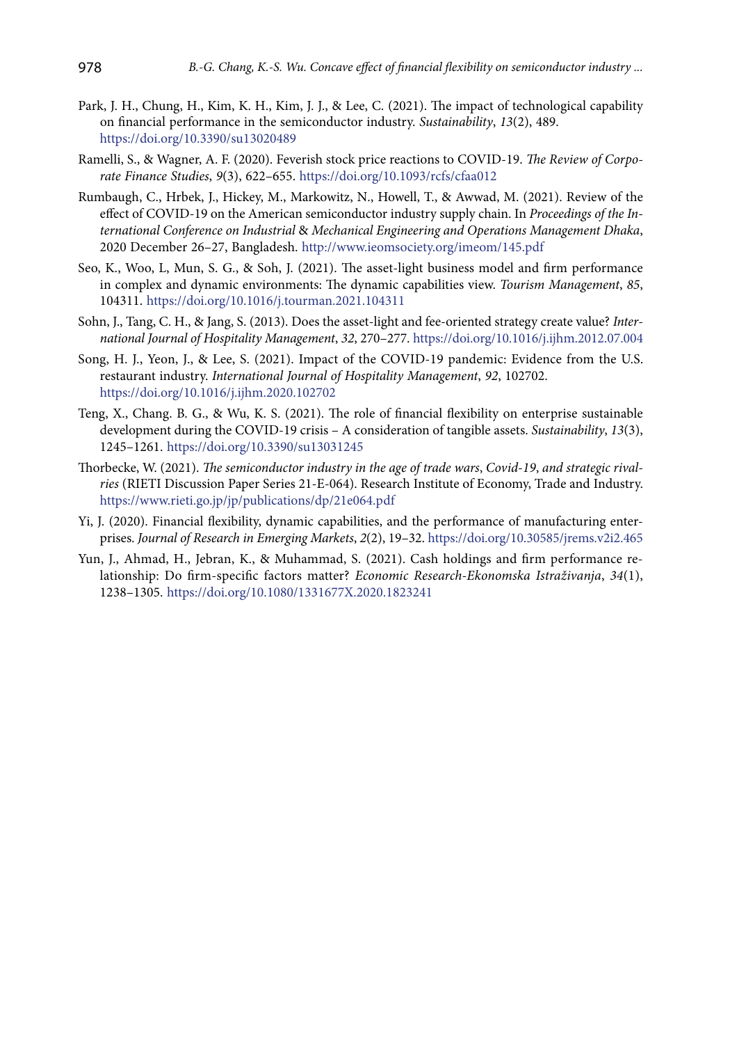Park, J. H., Chung, H., Kim, K. H., Kim, J. J., & Lee, C. (2021). The impact of technological capability on financial performance in the semiconductor industry. *Sustainability*, *13*(2), 489. https://doi.org/10.3390/su13020489

Ramelli, S., & Wagner, A. F. (2020). Feverish stock price reactions to COVID-19. *The Review of Corporate Finance Studies*, *9*(3), 622–655. https://doi.org/10.1093/rcfs/cfaa012

Rumbaugh, C., Hrbek, J., Hickey, M., Markowitz, N., Howell, T., & Awwad, M. (2021). Review of the effect of COVID-19 on the American semiconductor industry supply chain. In *Proceedings of the International Conference on Industrial* & *Mechanical Engineering and Operations Management Dhaka*, 2020 December 26–27, Bangladesh. http://www.ieomsociety.org/imeom/145.pdf

Seo, K., Woo, L, Mun, S. G., & Soh, J. (2021). The asset-light business model and firm performance in complex and dynamic environments: The dynamic capabilities view. *Tourism Management*, *85*, 104311. https://doi.org/10.1016/j.tourman.2021.104311

Sohn, J., Tang, C. H., & Jang, S. (2013). Does the asset-light and fee-oriented strategy create value? *International Journal of Hospitality Management*, *32*, 270–277. https://doi.org/10.1016/j.ijhm.2012.07.004

Song, H. J., Yeon, J., & Lee, S. (2021). Impact of the COVID-19 pandemic: Evidence from the U.S. restaurant industry. *International Journal of Hospitality Management*, *92*, 102702. https://doi.org/10.1016/j.ijhm.2020.102702

Teng, X., Chang. B. G., & Wu, K. S. (2021). The role of financial flexibility on enterprise sustainable development during the COVID-19 crisis – A consideration of tangible assets. *Sustainability*, *13*(3), 1245–1261. https://doi.org/10.3390/su13031245

Thorbecke, W. (2021). *The semiconductor industry in the age of trade wars*, *Covid-19*, *and strategic rivalries* (RIETI Discussion Paper Series 21-E-064). Research Institute of Economy, Trade and Industry. https://www.rieti.go.jp/jp/publications/dp/21e064.pdf

Yi, J. (2020). Financial flexibility, dynamic capabilities, and the performance of manufacturing enterprises. *Journal of Research in Emerging Markets*, *2*(2), 19–32. https://doi.org/10.30585/jrems.v2i2.465

Yun, J., Ahmad, H., Jebran, K., & Muhammad, S. (2021). Cash holdings and firm performance relationship: Do firm-specific factors matter? *Economic Research-Ekonomska Istraživanja*, *34*(1), 1238–1305. https://doi.org/10.1080/1331677X.2020.1823241